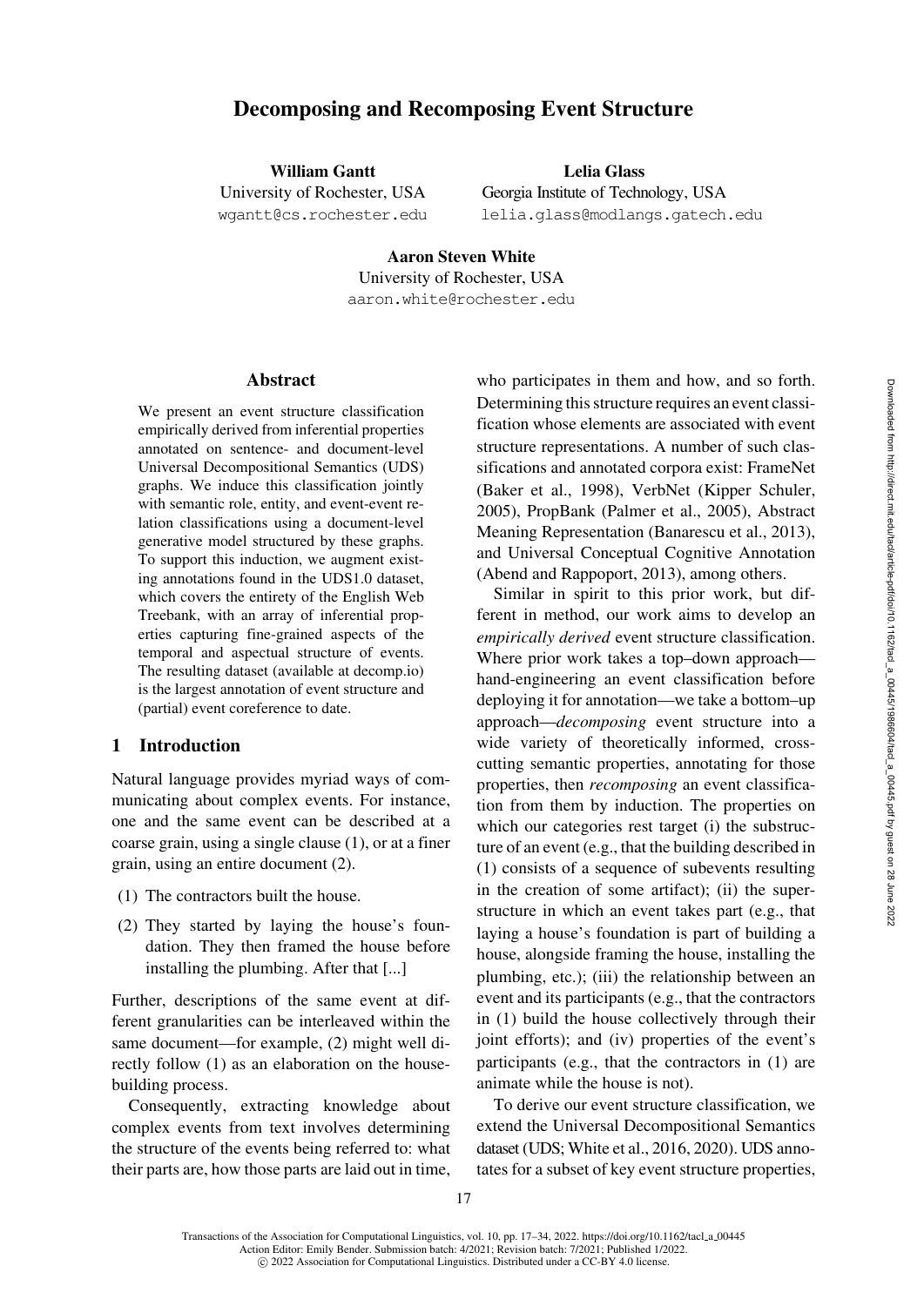# Decomposing and Recomposing Event Structure

**William Gantt**
University of Rochester, USA
wgantt@cs.rochester.edu

**Lelia Glass**
Georgia Institute of Technology, USA
lelia.glass@modlangs.gatech.edu

**Aaron Steven White**
University of Rochester, USA
aaron.white@rochester.edu

## Abstract

We present an event structure classification empirically derived from inferential properties annotated on sentence- and document-level Universal Decompositional Semantics (UDS) graphs. We induce this classification jointly with semantic role, entity, and event-event relation classifications using a document-level generative model structured by these graphs. To support this induction, we augment existing annotations found in the UDS1.0 dataset, which covers the entirety of the English Web Treebank, with an array of inferential properties capturing fine-grained aspects of the temporal and aspectual structure of events. The resulting dataset (available at decomp.io) is the largest annotation of event structure and (partial) event coreference to date.

## 1 Introduction

Natural language provides myriad ways of communicating about complex events. For instance, one and the same event can be described at a coarse grain, using a single clause (1), or at a finer grain, using an entire document (2).

(1) The contractors built the house.

(2) They started by laying the house's foundation. They then framed the house before installing the plumbing. After that [...]

Further, descriptions of the same event at different granularities can be interleaved within the same document—for example, (2) might well directly follow (1) as an elaboration on the house-building process.

Consequently, extracting knowledge about complex events from text involves determining the structure of the events being referred to: what their parts are, how those parts are laid out in time, who participates in them and how, and so forth. Determining this structure requires an event classification whose elements are associated with event structure representations. A number of such classifications and annotated corpora exist: FrameNet (Baker et al., 1998), VerbNet (Kipper Schuler, 2005), PropBank (Palmer et al., 2005), Abstract Meaning Representation (Banarescu et al., 2013), and Universal Conceptual Cognitive Annotation (Abend and Rappoport, 2013), among others.

Similar in spirit to this prior work, but different in method, our work aims to develop an *empirically derived* event structure classification. Where prior work takes a top–down approach—hand-engineering an event classification before deploying it for annotation—we take a bottom–up approach—*decomposing* event structure into a wide variety of theoretically informed, cross-cutting semantic properties, annotating for those properties, then *recomposing* an event classification from them by induction. The properties on which our categories rest target (i) the substructure of an event (e.g., that the building described in (1) consists of a sequence of subevents resulting in the creation of some artifact); (ii) the superstructure in which an event takes part (e.g., that laying a house's foundation is part of building a house, alongside framing the house, installing the plumbing, etc.); (iii) the relationship between an event and its participants (e.g., that the contractors in (1) build the house collectively through their joint efforts); and (iv) properties of the event's participants (e.g., that the contractors in (1) are animate while the house is not).

To derive our event structure classification, we extend the Universal Decompositional Semantics dataset (UDS; White et al., 2016, 2020). UDS annotates for a subset of key event structure properties,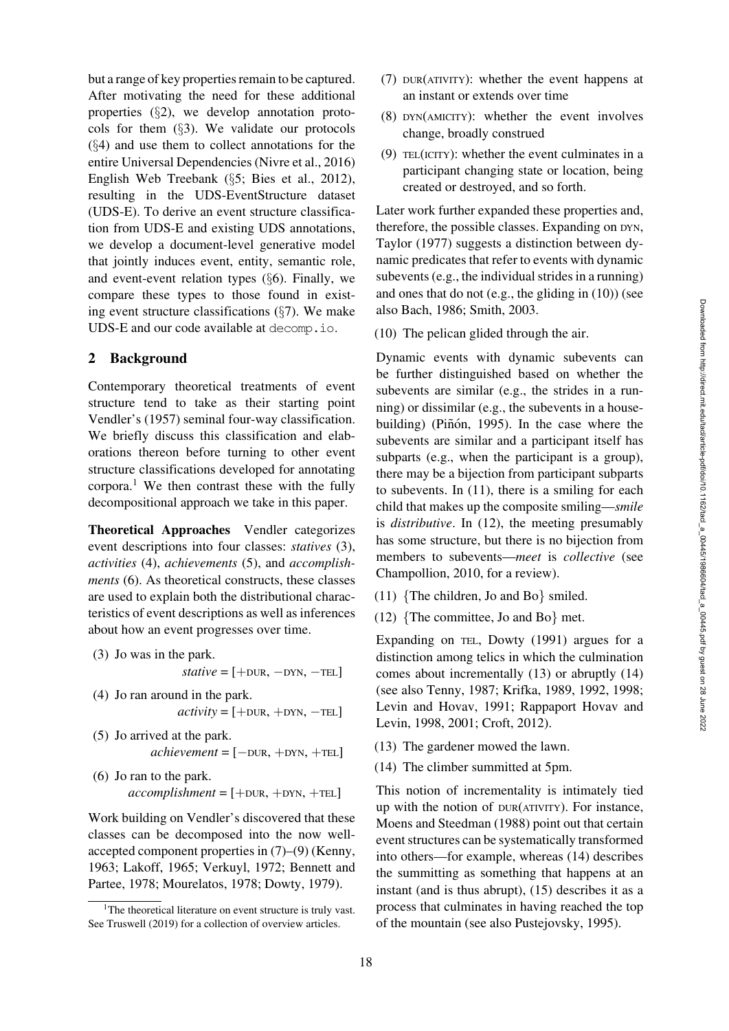but a range of key properties remain to be captured. After motivating the need for these additional properties (§2), we develop annotation protocols for them (§3). We validate our protocols (§4) and use them to collect annotations for the entire Universal Dependencies (Nivre et al., 2016) English Web Treebank (§5; Bies et al., 2012), resulting in the UDS-EventStructure dataset (UDS-E). To derive an event structure classification from UDS-E and existing UDS annotations, we develop a document-level generative model that jointly induces event, entity, semantic role, and event-event relation types (§6). Finally, we compare these types to those found in existing event structure classifications (§7). We make UDS-E and our code available at `decomp.io`.

## 2 Background

Contemporary theoretical treatments of event structure tend to take as their starting point Vendler's (1957) seminal four-way classification. We briefly discuss this classification and elaborations thereon before turning to other event structure classifications developed for annotating corpora.[1] We then contrast these with the fully decompositional approach we take in this paper.

**Theoretical Approaches** Vendler categorizes event descriptions into four classes: *statives* (3), *activities* (4), *achievements* (5), and *accomplishments* (6). As theoretical constructs, these classes are used to explain both the distributional characteristics of event descriptions as well as inferences about how an event progresses over time.

(3) Jo was in the park.
*stative* = [+DUR, −DYN, −TEL]

(4) Jo ran around in the park.
*activity* = [+DUR, +DYN, −TEL]

(5) Jo arrived at the park.
*achievement* = [−DUR, +DYN, +TEL]

(6) Jo ran to the park.
*accomplishment* = [+DUR, +DYN, +TEL]

Work building on Vendler's discovered that these classes can be decomposed into the now well-accepted component properties in (7)–(9) (Kenny, 1963; Lakoff, 1965; Verkuyl, 1972; Bennett and Partee, 1978; Mourelatos, 1978; Dowty, 1979).

(7) DUR(ATIVITY): whether the event happens at an instant or extends over time

(8) DYN(AMICITY): whether the event involves change, broadly construed

(9) TEL(ICITY): whether the event culminates in a participant changing state or location, being created or destroyed, and so forth.

Later work further expanded these properties and, therefore, the possible classes. Expanding on DYN, Taylor (1977) suggests a distinction between dynamic predicates that refer to events with dynamic subevents (e.g., the individual strides in a running) and ones that do not (e.g., the gliding in (10)) (see also Bach, 1986; Smith, 2003.

(10) The pelican glided through the air.

Dynamic events with dynamic subevents can be further distinguished based on whether the subevents are similar (e.g., the strides in a running) or dissimilar (e.g., the subevents in a house-building) (Piñón, 1995). In the case where the subevents are similar and a participant itself has subparts (e.g., when the participant is a group), there may be a bijection from participant subparts to subevents. In (11), there is a smiling for each child that makes up the composite smiling—*smile* is *distributive*. In (12), the meeting presumably has some structure, but there is no bijection from members to subevents—*meet* is *collective* (see Champollion, 2010, for a review).

(11) {The children, Jo and Bo} smiled.

(12) {The committee, Jo and Bo} met.

Expanding on TEL, Dowty (1991) argues for a distinction among telics in which the culmination comes about incrementally (13) or abruptly (14) (see also Tenny, 1987; Krifka, 1989, 1992, 1998; Levin and Hovav, 1991; Rappaport Hovav and Levin, 1998, 2001; Croft, 2012).

(13) The gardener mowed the lawn.

(14) The climber summitted at 5pm.

This notion of incrementality is intimately tied up with the notion of DUR(ATIVITY). For instance, Moens and Steedman (1988) point out that certain event structures can be systematically transformed into others—for example, whereas (14) describes the summitting as something that happens at an instant (and is thus abrupt), (15) describes it as a process that culminates in having reached the top of the mountain (see also Pustejovsky, 1995).

[1] The theoretical literature on event structure is truly vast. See Truswell (2019) for a collection of overview articles.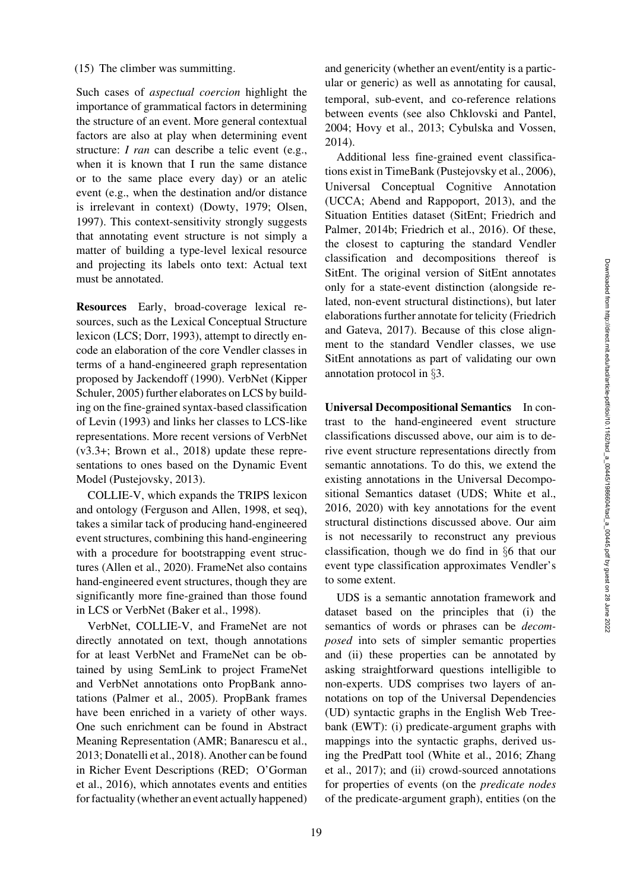(15) The climber was summitting.

Such cases of *aspectual coercion* highlight the importance of grammatical factors in determining the structure of an event. More general contextual factors are also at play when determining event structure: *I ran* can describe a telic event (e.g., when it is known that I run the same distance or to the same place every day) or an atelic event (e.g., when the destination and/or distance is irrelevant in context) (Dowty, 1979; Olsen, 1997). This context-sensitivity strongly suggests that annotating event structure is not simply a matter of building a type-level lexical resource and projecting its labels onto text: Actual text must be annotated.

**Resources** Early, broad-coverage lexical resources, such as the Lexical Conceptual Structure lexicon (LCS; Dorr, 1993), attempt to directly encode an elaboration of the core Vendler classes in terms of a hand-engineered graph representation proposed by Jackendoff (1990). VerbNet (Kipper Schuler, 2005) further elaborates on LCS by building on the fine-grained syntax-based classification of Levin (1993) and links her classes to LCS-like representations. More recent versions of VerbNet (v3.3+; Brown et al., 2018) update these representations to ones based on the Dynamic Event Model (Pustejovsky, 2013).

COLLIE-V, which expands the TRIPS lexicon and ontology (Ferguson and Allen, 1998, et seq), takes a similar tack of producing hand-engineered event structures, combining this hand-engineering with a procedure for bootstrapping event structures (Allen et al., 2020). FrameNet also contains hand-engineered event structures, though they are significantly more fine-grained than those found in LCS or VerbNet (Baker et al., 1998).

VerbNet, COLLIE-V, and FrameNet are not directly annotated on text, though annotations for at least VerbNet and FrameNet can be obtained by using SemLink to project FrameNet and VerbNet annotations onto PropBank annotations (Palmer et al., 2005). PropBank frames have been enriched in a variety of other ways. One such enrichment can be found in Abstract Meaning Representation (AMR; Banarescu et al., 2013; Donatelli et al., 2018). Another can be found in Richer Event Descriptions (RED; O'Gorman et al., 2016), which annotates events and entities for factuality (whether an event actually happened) and genericity (whether an event/entity is a particular or generic) as well as annotating for causal, temporal, sub-event, and co-reference relations between events (see also Chklovski and Pantel, 2004; Hovy et al., 2013; Cybulska and Vossen, 2014).

Additional less fine-grained event classifications exist in TimeBank (Pustejovsky et al., 2006), Universal Conceptual Cognitive Annotation (UCCA; Abend and Rappoport, 2013), and the Situation Entities dataset (SitEnt; Friedrich and Palmer, 2014b; Friedrich et al., 2016). Of these, the closest to capturing the standard Vendler classification and decompositions thereof is SitEnt. The original version of SitEnt annotates only for a state-event distinction (alongside related, non-event structural distinctions), but later elaborations further annotate for telicity (Friedrich and Gateva, 2017). Because of this close alignment to the standard Vendler classes, we use SitEnt annotations as part of validating our own annotation protocol in §3.

**Universal Decompositional Semantics** In contrast to the hand-engineered event structure classifications discussed above, our aim is to derive event structure representations directly from semantic annotations. To do this, we extend the existing annotations in the Universal Decompositional Semantics dataset (UDS; White et al., 2016, 2020) with key annotations for the event structural distinctions discussed above. Our aim is not necessarily to reconstruct any previous classification, though we do find in §6 that our event type classification approximates Vendler's to some extent.

UDS is a semantic annotation framework and dataset based on the principles that (i) the semantics of words or phrases can be *decomposed* into sets of simpler semantic properties and (ii) these properties can be annotated by asking straightforward questions intelligible to non-experts. UDS comprises two layers of annotations on top of the Universal Dependencies (UD) syntactic graphs in the English Web Treebank (EWT): (i) predicate-argument graphs with mappings into the syntactic graphs, derived using the PredPatt tool (White et al., 2016; Zhang et al., 2017); and (ii) crowd-sourced annotations for properties of events (on the *predicate nodes* of the predicate-argument graph), entities (on the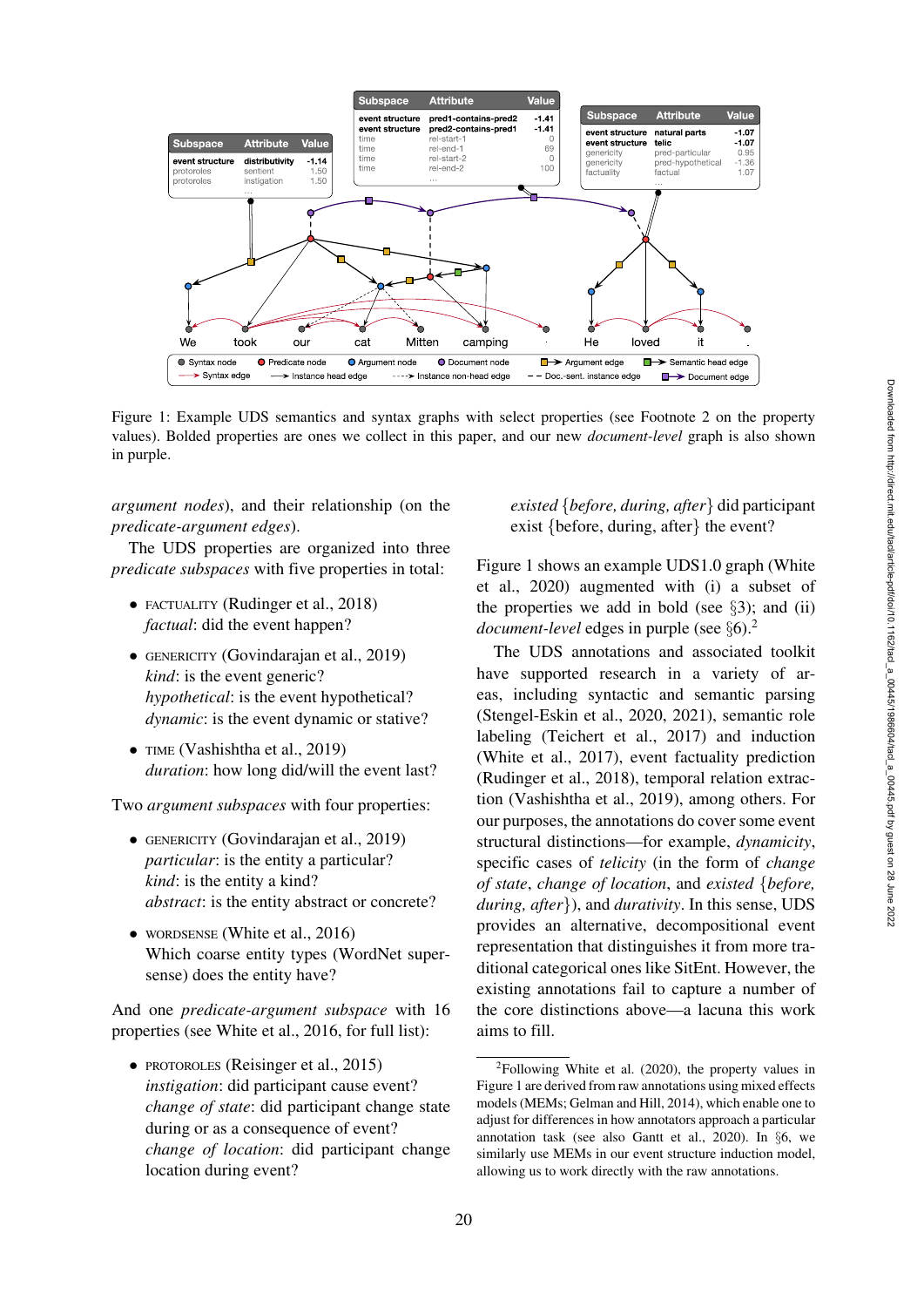Figure 1: Example UDS semantics and syntax graphs with select properties (see Footnote 2 on the property values). Bolded properties are ones we collect in this paper, and our new *document-level* graph is also shown in purple.

*argument nodes*), and their relationship (on the *predicate-argument edges*).

The UDS properties are organized into three *predicate subspaces* with five properties in total:

- FACTUALITY (Rudinger et al., 2018)
  *factual*: did the event happen?
- GENERICITY (Govindarajan et al., 2019)
  *kind*: is the event generic?
  *hypothetical*: is the event hypothetical?
  *dynamic*: is the event dynamic or stative?
- TIME (Vashishtha et al., 2019)
  *duration*: how long did/will the event last?

Two *argument subspaces* with four properties:

- GENERICITY (Govindarajan et al., 2019)
  *particular*: is the entity a particular?
  *kind*: is the entity a kind?
  *abstract*: is the entity abstract or concrete?
- WORDSENSE (White et al., 2016)
  Which coarse entity types (WordNet supersense) does the entity have?

And one *predicate-argument subspace* with 16 properties (see White et al., 2016, for full list):

- PROTOROLES (Reisinger et al., 2015)
  *instigation*: did participant cause event?
  *change of state*: did participant change state during or as a consequence of event?
  *change of location*: did participant change location during event?
  *existed* {*before, during, after*} did participant exist {before, during, after} the event?

Figure 1 shows an example UDS1.0 graph (White et al., 2020) augmented with (i) a subset of the properties we add in bold (see §3); and (ii) *document-level* edges in purple (see §6).[2]

The UDS annotations and associated toolkit have supported research in a variety of areas, including syntactic and semantic parsing (Stengel-Eskin et al., 2020, 2021), semantic role labeling (Teichert et al., 2017) and induction (White et al., 2017), event factuality prediction (Rudinger et al., 2018), temporal relation extraction (Vashishtha et al., 2019), among others. For our purposes, the annotations do cover some event structural distinctions—for example, *dynamicity*, specific cases of *telicity* (in the form of *change of state*, *change of location*, and *existed* {*before, during, after*}), and *durativity*. In this sense, UDS provides an alternative, decompositional event representation that distinguishes it from more traditional categorical ones like SitEnt. However, the existing annotations fail to capture a number of the core distinctions above—a lacuna this work aims to fill.

[2]Following White et al. (2020), the property values in Figure 1 are derived from raw annotations using mixed effects models (MEMs; Gelman and Hill, 2014), which enable one to adjust for differences in how annotators approach a particular annotation task (see also Gantt et al., 2020). In §6, we similarly use MEMs in our event structure induction model, allowing us to work directly with the raw annotations.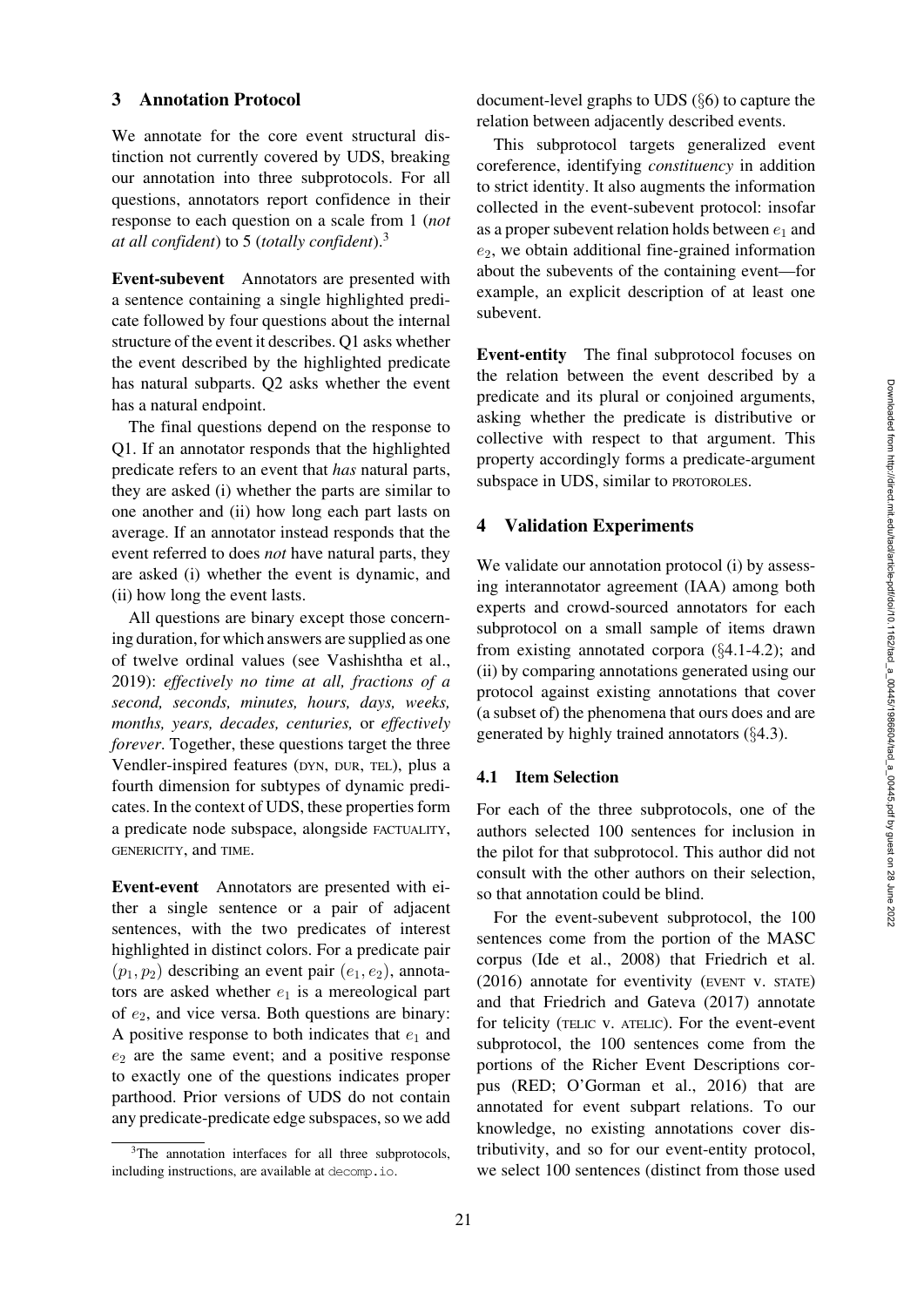## 3 Annotation Protocol

We annotate for the core event structural distinction not currently covered by UDS, breaking our annotation into three subprotocols. For all questions, annotators report confidence in their response to each question on a scale from 1 (*not at all confident*) to 5 (*totally confident*).[3]

**Event-subevent** Annotators are presented with a sentence containing a single highlighted predicate followed by four questions about the internal structure of the event it describes. Q1 asks whether the event described by the highlighted predicate has natural subparts. Q2 asks whether the event has a natural endpoint.

The final questions depend on the response to Q1. If an annotator responds that the highlighted predicate refers to an event that *has* natural parts, they are asked (i) whether the parts are similar to one another and (ii) how long each part lasts on average. If an annotator instead responds that the event referred to does *not* have natural parts, they are asked (i) whether the event is dynamic, and (ii) how long the event lasts.

All questions are binary except those concerning duration, for which answers are supplied as one of twelve ordinal values (see Vashishtha et al., 2019): *effectively no time at all, fractions of a second, seconds, minutes, hours, days, weeks, months, years, decades, centuries,* or *effectively forever*. Together, these questions target the three Vendler-inspired features (DYN, DUR, TEL), plus a fourth dimension for subtypes of dynamic predicates. In the context of UDS, these properties form a predicate node subspace, alongside FACTUALITY, GENERICITY, and TIME.

**Event-event** Annotators are presented with either a single sentence or a pair of adjacent sentences, with the two predicates of interest highlighted in distinct colors. For a predicate pair $(p_1, p_2)$ describing an event pair $(e_1, e_2)$, annotators are asked whether $e_1$ is a mereological part of $e_2$, and vice versa. Both questions are binary: A positive response to both indicates that $e_1$ and $e_2$ are the same event; and a positive response to exactly one of the questions indicates proper parthood. Prior versions of UDS do not contain any predicate-predicate edge subspaces, so we add document-level graphs to UDS (§6) to capture the relation between adjacently described events.

This subprotocol targets generalized event coreference, identifying *constituency* in addition to strict identity. It also augments the information collected in the event-subevent protocol: insofar as a proper subevent relation holds between $e_1$ and $e_2$, we obtain additional fine-grained information about the subevents of the containing event—for example, an explicit description of at least one subevent.

**Event-entity** The final subprotocol focuses on the relation between the event described by a predicate and its plural or conjoined arguments, asking whether the predicate is distributive or collective with respect to that argument. This property accordingly forms a predicate-argument subspace in UDS, similar to PROTOROLES.

## 4 Validation Experiments

We validate our annotation protocol (i) by assessing interannotator agreement (IAA) among both experts and crowd-sourced annotators for each subprotocol on a small sample of items drawn from existing annotated corpora (§4.1-4.2); and (ii) by comparing annotations generated using our protocol against existing annotations that cover (a subset of) the phenomena that ours does and are generated by highly trained annotators (§4.3).

### 4.1 Item Selection

For each of the three subprotocols, one of the authors selected 100 sentences for inclusion in the pilot for that subprotocol. This author did not consult with the other authors on their selection, so that annotation could be blind.

For the event-subevent subprotocol, the 100 sentences come from the portion of the MASC corpus (Ide et al., 2008) that Friedrich et al. (2016) annotate for eventivity (EVENT V. STATE) and that Friedrich and Gateva (2017) annotate for telicity (TELIC V. ATELIC). For the event-event subprotocol, the 100 sentences come from the portions of the Richer Event Descriptions corpus (RED; O'Gorman et al., 2016) that are annotated for event subpart relations. To our knowledge, no existing annotations cover distributivity, and so for our event-entity protocol, we select 100 sentences (distinct from those used

[3]The annotation interfaces for all three subprotocols, including instructions, are available at decomp.io.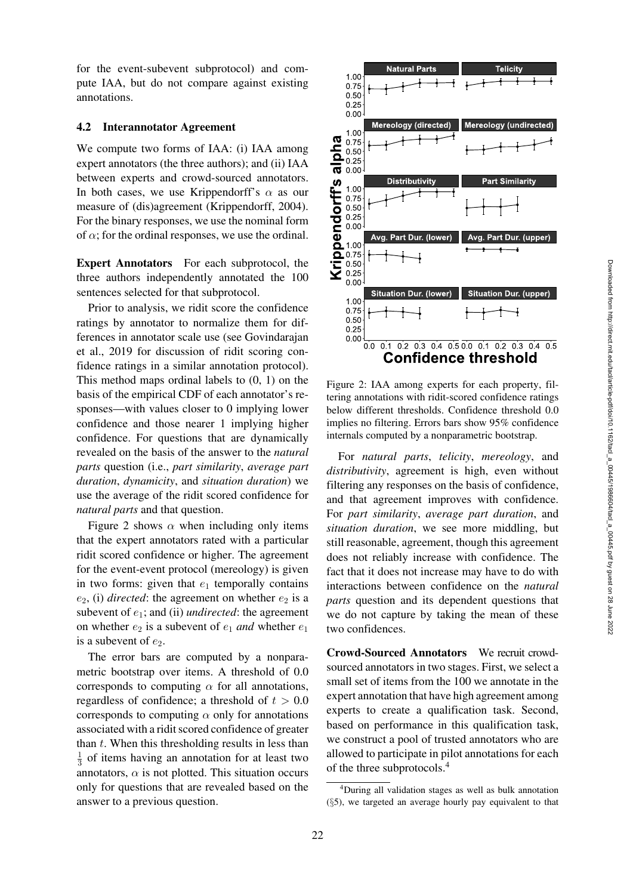for the event-subevent subprotocol) and compute IAA, but do not compare against existing annotations.

### 4.2 Interannotator Agreement

We compute two forms of IAA: (i) IAA among expert annotators (the three authors); and (ii) IAA between experts and crowd-sourced annotators. In both cases, we use Krippendorff's $\alpha$ as our measure of (dis)agreement (Krippendorff, 2004). For the binary responses, we use the nominal form of $\alpha$; for the ordinal responses, we use the ordinal.

**Expert Annotators** For each subprotocol, the three authors independently annotated the 100 sentences selected for that subprotocol.

Prior to analysis, we ridit score the confidence ratings by annotator to normalize them for differences in annotator scale use (see Govindarajan et al., 2019 for discussion of ridit scoring confidence ratings in a similar annotation protocol). This method maps ordinal labels to (0, 1) on the basis of the empirical CDF of each annotator's responses—with values closer to 0 implying lower confidence and those nearer 1 implying higher confidence. For questions that are dynamically revealed on the basis of the answer to the *natural parts* question (i.e., *part similarity*, *average part duration*, *dynamicity*, and *situation duration*) we use the average of the ridit scored confidence for *natural parts* and that question.

Figure 2 shows $\alpha$ when including only items that the expert annotators rated with a particular ridit scored confidence or higher. The agreement for the event-event protocol (mereology) is given in two forms: given that $e_1$ temporally contains $e_2$, (i) *directed*: the agreement on whether $e_2$ is a subevent of $e_1$; and (ii) *undirected*: the agreement on whether $e_2$ is a subevent of $e_1$ *and* whether $e_1$ is a subevent of $e_2$.

The error bars are computed by a nonparametric bootstrap over items. A threshold of 0.0 corresponds to computing $\alpha$ for all annotations, regardless of confidence; a threshold of $t > 0.0$ corresponds to computing $\alpha$ only for annotations associated with a ridit scored confidence of greater than $t$. When this thresholding results in less than $\frac{1}{3}$ of items having an annotation for at least two annotators, $\alpha$ is not plotted. This situation occurs only for questions that are revealed based on the answer to a previous question.

Figure 2: IAA among experts for each property, filtering annotations with ridit-scored confidence ratings below different thresholds. Confidence threshold 0.0 implies no filtering. Errors bars show 95% confidence internals computed by a nonparametric bootstrap.

For *natural parts*, *telicity*, *mereology*, and *distributivity*, agreement is high, even without filtering any responses on the basis of confidence, and that agreement improves with confidence. For *part similarity*, *average part duration*, and *situation duration*, we see more middling, but still reasonable, agreement, though this agreement does not reliably increase with confidence. The fact that it does not increase may have to do with interactions between confidence on the *natural parts* question and its dependent questions that we do not capture by taking the mean of these two confidences.

**Crowd-Sourced Annotators** We recruit crowd-sourced annotators in two stages. First, we select a small set of items from the 100 we annotate in the expert annotation that have high agreement among experts to create a qualification task. Second, based on performance in this qualification task, we construct a pool of trusted annotators who are allowed to participate in pilot annotations for each of the three subprotocols.[4]

[4]During all validation stages as well as bulk annotation (§5), we targeted an average hourly pay equivalent to that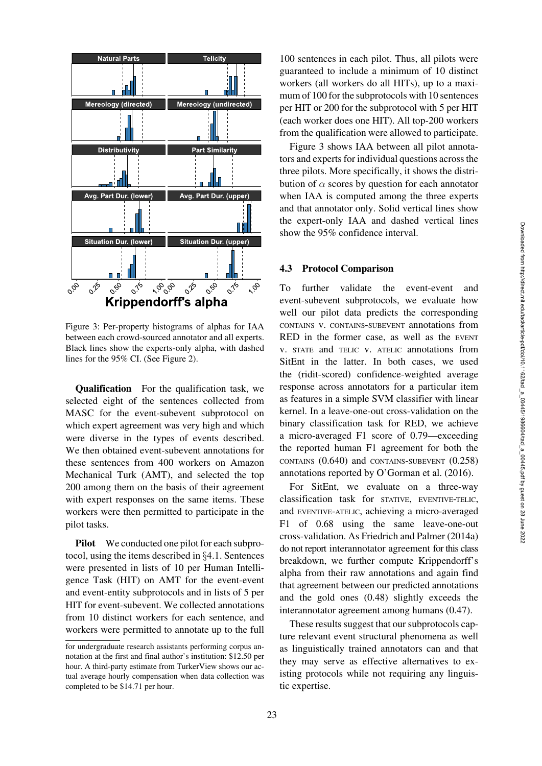Figure 3: Per-property histograms of alphas for IAA between each crowd-sourced annotator and all experts. Black lines show the experts-only alpha, with dashed lines for the 95% CI. (See Figure 2).

**Qualification** For the qualification task, we selected eight of the sentences collected from MASC for the event-subevent subprotocol on which expert agreement was very high and which were diverse in the types of events described. We then obtained event-subevent annotations for these sentences from 400 workers on Amazon Mechanical Turk (AMT), and selected the top 200 among them on the basis of their agreement with expert responses on the same items. These workers were then permitted to participate in the pilot tasks.

**Pilot** We conducted one pilot for each subprotocol, using the items described in §4.1. Sentences were presented in lists of 10 per Human Intelligence Task (HIT) on AMT for the event-event and event-entity subprotocols and in lists of 5 per HIT for event-subevent. We collected annotations from 10 distinct workers for each sentence, and workers were permitted to annotate up to the full 100 sentences in each pilot. Thus, all pilots were guaranteed to include a minimum of 10 distinct workers (all workers do all HITs), up to a maximum of 100 for the subprotocols with 10 sentences per HIT or 200 for the subprotocol with 5 per HIT (each worker does one HIT). All top-200 workers from the qualification were allowed to participate.

Figure 3 shows IAA between all pilot annotators and experts for individual questions across the three pilots. More specifically, it shows the distribution of $\alpha$ scores by question for each annotator when IAA is computed among the three experts and that annotator only. Solid vertical lines show the expert-only IAA and dashed vertical lines show the 95% confidence interval.

### 4.3 Protocol Comparison

To further validate the event-event and event-subevent subprotocols, we evaluate how well our pilot data predicts the corresponding CONTAINS v. CONTAINS-SUBEVENT annotations from RED in the former case, as well as the EVENT v. STATE and TELIC v. ATELIC annotations from SitEnt in the latter. In both cases, we used the (ridit-scored) confidence-weighted average response across annotators for a particular item as features in a simple SVM classifier with linear kernel. In a leave-one-out cross-validation on the binary classification task for RED, we achieve a micro-averaged F1 score of 0.79—exceeding the reported human F1 agreement for both the CONTAINS (0.640) and CONTAINS-SUBEVENT (0.258) annotations reported by O'Gorman et al. (2016).

For SitEnt, we evaluate on a three-way classification task for STATIVE, EVENTIVE-TELIC, and EVENTIVE-ATELIC, achieving a micro-averaged F1 of 0.68 using the same leave-one-out cross-validation. As Friedrich and Palmer (2014a) do not report interannotator agreement for this class breakdown, we further compute Krippendorff's alpha from their raw annotations and again find that agreement between our predicted annotations and the gold ones (0.48) slightly exceeds the interannotator agreement among humans (0.47).

These results suggest that our subprotocols capture relevant event structural phenomena as well as linguistically trained annotators can and that they may serve as effective alternatives to existing protocols while not requiring any linguistic expertise.

for undergraduate research assistants performing corpus annotation at the first and final author's institution: $12.50 per hour. A third-party estimate from TurkerView shows our actual average hourly compensation when data collection was completed to be $14.71 per hour.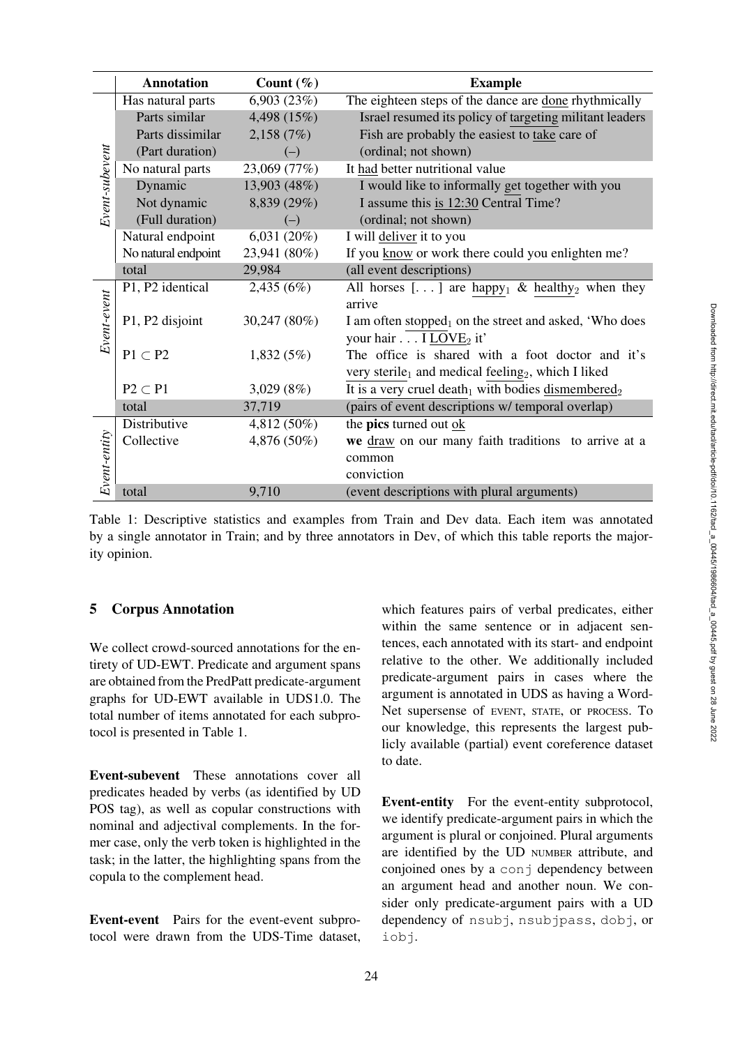| | Annotation | Count (%) | Example |
|---|---|---|---|
| *Event-subevent* | Has natural parts | 6,903 (23%) | The eighteen steps of the dance are done rhythmically |
| | Parts similar | 4,498 (15%) | Israel resumed its policy of targeting militant leaders |
| | Parts dissimilar | 2,158 (7%) | Fish are probably the easiest to take care of |
| | (Part duration) | (–) | (ordinal; not shown) |
| | No natural parts | 23,069 (77%) | It had better nutritional value |
| | Dynamic | 13,903 (48%) | I would like to informally get together with you |
| | Not dynamic | 8,839 (29%) | I assume this is 12:30 Central Time? |
| | (Full duration) | (–) | (ordinal; not shown) |
| | Natural endpoint | 6,031 (20%) | I will deliver it to you |
| | No natural endpoint | 23,941 (80%) | If you know or work there could you enlighten me? |
| | total | 29,984 | (all event descriptions) |
| *Event-event* | P1, P2 identical | 2,435 (6%) | All horses [. . . ] are happy$_1$ & healthy$_2$ when they arrive |
| | P1, P2 disjoint | 30,247 (80%) | I am often stopped$_1$ on the street and asked, 'Who does your hair . . . I LOVE$_2$ it' |
| | P1 $\subset$ P2 | 1,832 (5%) | The office is shared with a foot doctor and it's very sterile$_1$ and medical feeling$_2$, which I liked |
| | P2 $\subset$ P1 | 3,029 (8%) | It is a very cruel death$_1$ with bodies dismembered$_2$ |
| | total | 37,719 | (pairs of event descriptions w/ temporal overlap) |
| *Event-entity* | Distributive | 4,812 (50%) | the **pics** turned out ok |
| | Collective | 4,876 (50%) | **we** draw on our many faith traditions to arrive at a common conviction |
| | total | 9,710 | (event descriptions with plural arguments) |

Table 1: Descriptive statistics and examples from Train and Dev data. Each item was annotated by a single annotator in Train; and by three annotators in Dev, of which this table reports the majority opinion.

## 5 Corpus Annotation

We collect crowd-sourced annotations for the entirety of UD-EWT. Predicate and argument spans are obtained from the PredPatt predicate-argument graphs for UD-EWT available in UDS1.0. The total number of items annotated for each subprotocol is presented in Table 1.

**Event-subevent** These annotations cover all predicates headed by verbs (as identified by UD POS tag), as well as copular constructions with nominal and adjectival complements. In the former case, only the verb token is highlighted in the task; in the latter, the highlighting spans from the copula to the complement head.

**Event-event** Pairs for the event-event subprotocol were drawn from the UDS-Time dataset, which features pairs of verbal predicates, either within the same sentence or in adjacent sentences, each annotated with its start- and endpoint relative to the other. We additionally included predicate-argument pairs in cases where the argument is annotated in UDS as having a WordNet supersense of EVENT, STATE, or PROCESS. To our knowledge, this represents the largest publicly available (partial) event coreference dataset to date.

**Event-entity** For the event-entity subprotocol, we identify predicate-argument pairs in which the argument is plural or conjoined. Plural arguments are identified by the UD NUMBER attribute, and conjoined ones by a `conj` dependency between an argument head and another noun. We consider only predicate-argument pairs with a UD dependency of `nsubj`, `nsubjpass`, `dobj`, or `iobj`.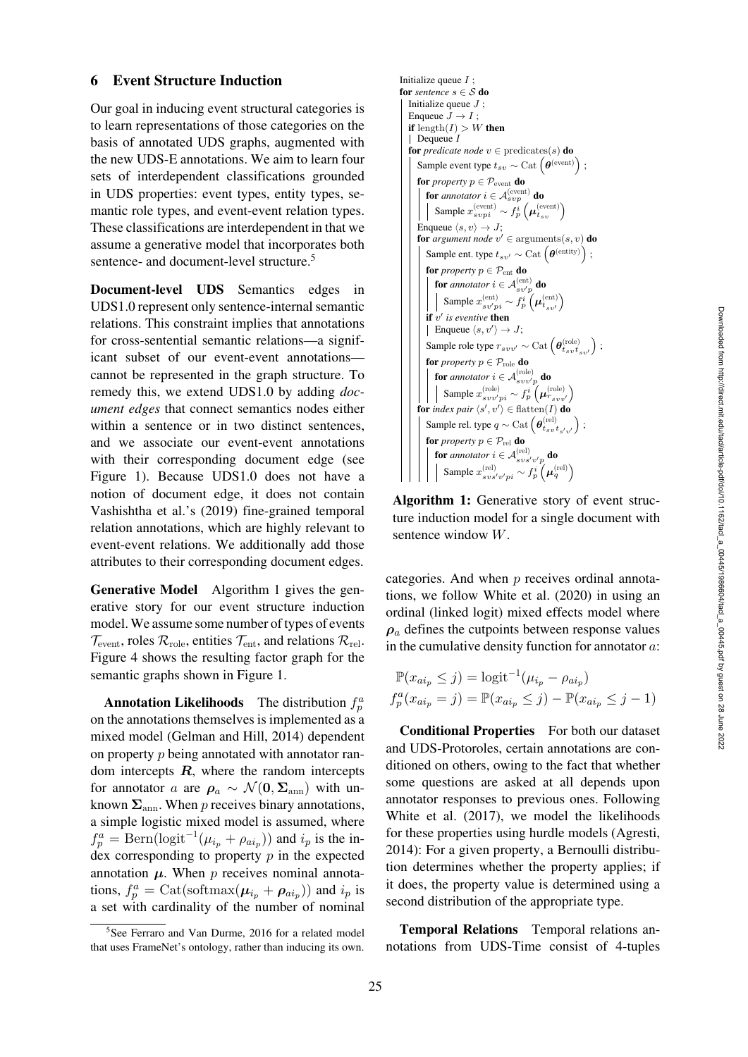## 6 Event Structure Induction

Our goal in inducing event structural categories is to learn representations of those categories on the basis of annotated UDS graphs, augmented with the new UDS-E annotations. We aim to learn four sets of interdependent classifications grounded in UDS properties: event types, entity types, semantic role types, and event-event relation types. These classifications are interdependent in that we assume a generative model that incorporates both sentence- and document-level structure.[5]

**Document-level UDS** Semantics edges in UDS1.0 represent only sentence-internal semantic relations. This constraint implies that annotations for cross-sentential semantic relations—a significant subset of our event-event annotations—cannot be represented in the graph structure. To remedy this, we extend UDS1.0 by adding *document edges* that connect semantics nodes either within a sentence or in two distinct sentences, and we associate our event-event annotations with their corresponding document edge (see Figure 1). Because UDS1.0 does not have a notion of document edge, it does not contain Vashishtha et al.'s (2019) fine-grained temporal relation annotations, which are highly relevant to event-event relations. We additionally add those attributes to their corresponding document edges.

**Generative Model** Algorithm 1 gives the generative story for our event structure induction model. We assume some number of types of events $\mathcal{T}_{\text{event}}$, roles $\mathcal{R}_{\text{role}}$, entities $\mathcal{T}_{\text{ent}}$, and relations $\mathcal{R}_{\text{rel}}$. Figure 4 shows the resulting factor graph for the semantic graphs shown in Figure 1.

```
Initialize queue I ;
for sentence s ∈ S do
    Initialize queue J ;
    Enqueue J → I ;
    if length(I) > W then
        Dequeue I
    for predicate node v ∈ predicates(s) do
        Sample event type t_sv ~ Cat(θ^(event)) ;
        for property p ∈ P_event do
            for annotator i ∈ A^(event)_svp do
                Sample x^(event)_svpi ~ f^i_p(μ^(event)_{t_sv})
        Enqueue ⟨s, v⟩ → J;
        for argument node v' ∈ arguments(s, v) do
            Sample ent. type t_sv' ~ Cat(θ^(entity)) ;
            for property p ∈ P_ent do
                for annotator i ∈ A^(ent)_sv'p do
                    Sample x^(ent)_sv'pi ~ f^i_p(μ^(ent)_{t_sv'})
            if v' is eventive then
                Enqueue ⟨s, v'⟩ → J;
            Sample role type r_svv' ~ Cat(θ^(role)_{t_sv t_sv'}) ;
            for property p ∈ P_role do
                for annotator i ∈ A^(role)_svv'p do
                    Sample x^(role)_svv'pi ~ f^i_p(μ^(role)_{r_svv'})
        for index pair ⟨s', v'⟩ ∈ flatten(I) do
            Sample rel. type q ~ Cat(θ^(rel)_{t_sv t_s'v'}) ;
            for property p ∈ P_rel do
                for annotator i ∈ A^(rel)_svs'v'p do
                    Sample x^(rel)_svs'v'pi ~ f^i_p(μ^(rel)_q)
```

**Algorithm 1:** Generative story of event structure induction model for a single document with sentence window $W$.

**Annotation Likelihoods** The distribution $f_p^a$ on the annotations themselves is implemented as a mixed model (Gelman and Hill, 2014) dependent on property $p$ being annotated with annotator random intercepts $\boldsymbol{R}$, where the random intercepts for annotator $a$ are $\boldsymbol{\rho}_a \sim \mathcal{N}(\mathbf{0}, \boldsymbol{\Sigma}_{\text{ann}})$ with unknown $\boldsymbol{\Sigma}_{\text{ann}}$. When $p$ receives binary annotations, a simple logistic mixed model is assumed, where $f_p^a = \text{Bern}(\text{logit}^{-1}(\mu_{i_p} + \rho_{ai_p}))$ and $i_p$ is the index corresponding to property $p$ in the expected annotation $\boldsymbol{\mu}$. When $p$ receives nominal annotations, $f_p^a = \text{Cat}(\text{softmax}(\boldsymbol{\mu}_{i_p} + \boldsymbol{\rho}_{ai_p}))$ and $i_p$ is a set with cardinality of the number of nominal categories. And when $p$ receives ordinal annotations, we follow White et al. (2020) in using an ordinal (linked logit) mixed effects model where $\boldsymbol{\rho}_a$ defines the cutpoints between response values in the cumulative density function for annotator $a$:

$$\mathbb{P}(x_{ai_p} \leq j) = \text{logit}^{-1}(\mu_{i_p} - \rho_{ai_p})$$
$$f_p^a(x_{ai_p} = j) = \mathbb{P}(x_{ai_p} \leq j) - \mathbb{P}(x_{ai_p} \leq j-1)$$

**Conditional Properties** For both our dataset and UDS-Protoroles, certain annotations are conditioned on others, owing to the fact that whether some questions are asked at all depends upon annotator responses to previous ones. Following White et al. (2017), we model the likelihoods for these properties using hurdle models (Agresti, 2014): For a given property, a Bernoulli distribution determines whether the property applies; if it does, the property value is determined using a second distribution of the appropriate type.

**Temporal Relations** Temporal relations annotations from UDS-Time consist of 4-tuples

[5] See Ferraro and Van Durme, 2016 for a related model that uses FrameNet's ontology, rather than inducing its own.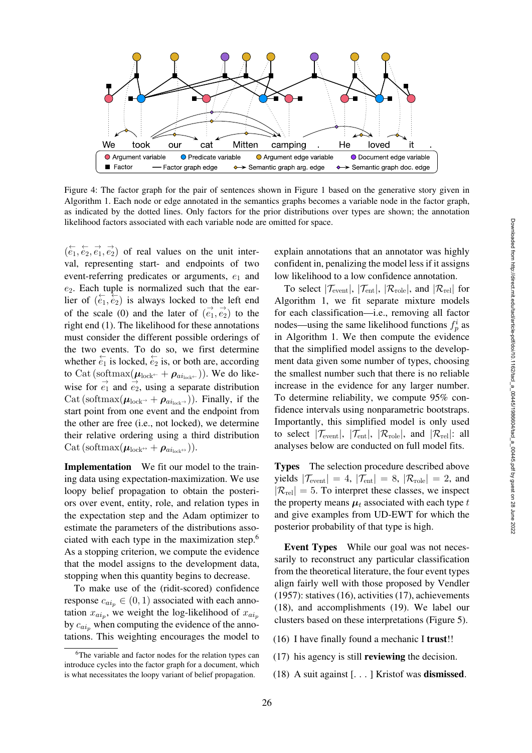Figure 4: The factor graph for the pair of sentences shown in Figure 1 based on the generative story given in Algorithm 1. Each node or edge annotated in the semantics graphs becomes a variable node in the factor graph, as indicated by the dotted lines. Only factors for the prior distributions over types are shown; the annotation likelihood factors associated with each variable node are omitted for space.

$(\overleftarrow{e_1}, \overleftarrow{e_2}, \overrightarrow{e_1}, \overrightarrow{e_2})$ of real values on the unit interval, representing start- and endpoints of two event-referring predicates or arguments, $e_1$ and $e_2$. Each tuple is normalized such that the earlier of $(\overleftarrow{e_1}, \overleftarrow{e_2})$ is always locked to the left end of the scale (0) and the later of $(\overrightarrow{e_1}, \overrightarrow{e_2})$ to the right end (1). The likelihood for these annotations must consider the different possible orderings of the two events. To do so, we first determine whether $\overleftarrow{e_1}$ is locked, $\overleftarrow{e_2}$ is, or both are, according to $\text{Cat}\left(\text{softmax}(\boldsymbol{\mu}_{\text{lock}^{\leftarrow}} + \boldsymbol{\rho}_{ai_{\text{lock}^{\leftarrow}}})\right)$. We do likewise for $\overrightarrow{e_1}$ and $\overrightarrow{e_2}$, using a separate distribution $\text{Cat}\left(\text{softmax}(\boldsymbol{\mu}_{\text{lock}^{\rightarrow}} + \boldsymbol{\rho}_{ai_{\text{lock}^{\rightarrow}}})\right)$. Finally, if the start point from one event and the endpoint from the other are free (i.e., not locked), we determine their relative ordering using a third distribution $\text{Cat}\left(\text{softmax}(\boldsymbol{\mu}_{\text{lock}^{\leftrightarrow}} + \boldsymbol{\rho}_{ai_{\text{lock}^{\leftrightarrow}}})\right)$.

**Implementation** We fit our model to the training data using expectation-maximization. We use loopy belief propagation to obtain the posteriors over event, entity, role, and relation types in the expectation step and the Adam optimizer to estimate the parameters of the distributions associated with each type in the maximization step.[6] As a stopping criterion, we compute the evidence that the model assigns to the development data, stopping when this quantity begins to decrease.

To make use of the (ridit-scored) confidence response $c_{ai_p} \in (0, 1)$ associated with each annotation $x_{ai_p}$, we weight the log-likelihood of $x_{ai_p}$ by $c_{ai_p}$ when computing the evidence of the annotations. This weighting encourages the model to explain annotations that an annotator was highly confident in, penalizing the model less if it assigns low likelihood to a low confidence annotation.

To select $|\mathcal{T}_{\text{event}}|$, $|\mathcal{T}_{\text{ent}}|$, $|\mathcal{R}_{\text{role}}|$, and $|\mathcal{R}_{\text{rel}}|$ for Algorithm 1, we fit separate mixture models for each classification—i.e., removing all factor nodes—using the same likelihood functions $f_p^i$ as in Algorithm 1. We then compute the evidence that the simplified model assigns to the development data given some number of types, choosing the smallest number such that there is no reliable increase in the evidence for any larger number. To determine reliability, we compute 95% confidence intervals using nonparametric bootstraps. Importantly, this simplified model is only used to select $|\mathcal{T}_{\text{event}}|$, $|\mathcal{T}_{\text{ent}}|$, $|\mathcal{R}_{\text{role}}|$, and $|\mathcal{R}_{\text{rel}}|$: all analyses below are conducted on full model fits.

**Types** The selection procedure described above yields $|\mathcal{T}_{\text{event}}| = 4$, $|\mathcal{T}_{\text{ent}}| = 8$, $|\mathcal{R}_{\text{role}}| = 2$, and $|\mathcal{R}_{\text{rel}}| = 5$. To interpret these classes, we inspect the property means $\boldsymbol{\mu}_t$ associated with each type $t$ and give examples from UD-EWT for which the posterior probability of that type is high.

**Event Types** While our goal was not necessarily to reconstruct any particular classification from the theoretical literature, the four event types align fairly well with those proposed by Vendler (1957): statives (16), activities (17), achievements (18), and accomplishments (19). We label our clusters based on these interpretations (Figure 5).

(16) I have finally found a mechanic I **trust**!!

(17) his agency is still **reviewing** the decision.

(18) A suit against [. . . ] Kristof was **dismissed**.

[6] The variable and factor nodes for the relation types can introduce cycles into the factor graph for a document, which is what necessitates the loopy variant of belief propagation.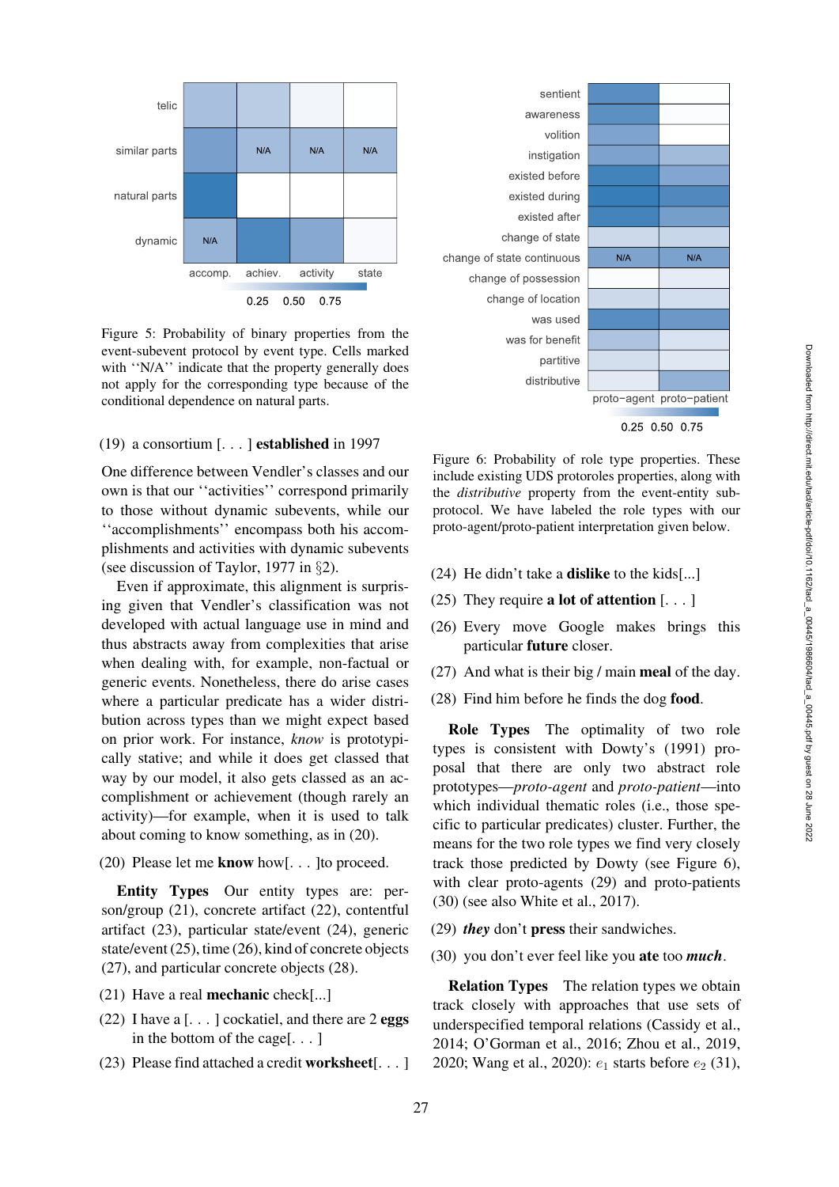Figure 5: Probability of binary properties from the event-subevent protocol by event type. Cells marked with ''N/A'' indicate that the property generally does not apply for the corresponding type because of the conditional dependence on natural parts.

(19) a consortium [. . . ] **established** in 1997

One difference between Vendler's classes and our own is that our ''activities'' correspond primarily to those without dynamic subevents, while our ''accomplishments'' encompass both his accomplishments and activities with dynamic subevents (see discussion of Taylor, 1977 in §2).

Even if approximate, this alignment is surprising given that Vendler's classification was not developed with actual language use in mind and thus abstracts away from complexities that arise when dealing with, for example, non-factual or generic events. Nonetheless, there do arise cases where a particular predicate has a wider distribution across types than we might expect based on prior work. For instance, *know* is prototypically stative; and while it does get classed that way by our model, it also gets classed as an accomplishment or achievement (though rarely an activity)—for example, when it is used to talk about coming to know something, as in (20).

(20) Please let me **know** how[. . . ]to proceed.

**Entity Types** Our entity types are: person/group (21), concrete artifact (22), contentful artifact (23), particular state/event (24), generic state/event (25), time (26), kind of concrete objects (27), and particular concrete objects (28).

(21) Have a real **mechanic** check[...]

(22) I have a [. . . ] cockatiel, and there are 2 **eggs** in the bottom of the cage[. . . ]

(23) Please find attached a credit **worksheet**[. . . ]

Figure 6: Probability of role type properties. These include existing UDS protoroles properties, along with the *distributive* property from the event-entity subprotocol. We have labeled the role types with our proto-agent/proto-patient interpretation given below.

(24) He didn't take a **dislike** to the kids[...]

(25) They require **a lot of attention** [. . . ]

(26) Every move Google makes brings this particular **future** closer.

(27) And what is their big / main **meal** of the day.

(28) Find him before he finds the dog **food**.

**Role Types** The optimality of two role types is consistent with Dowty's (1991) proposal that there are only two abstract role prototypes—*proto-agent* and *proto-patient*—into which individual thematic roles (i.e., those specific to particular predicates) cluster. Further, the means for the two role types we find very closely track those predicted by Dowty (see Figure 6), with clear proto-agents (29) and proto-patients (30) (see also White et al., 2017).

(29) ***they*** don't **press** their sandwiches.

(30) you don't ever feel like you **ate** too ***much***.

**Relation Types** The relation types we obtain track closely with approaches that use sets of underspecified temporal relations (Cassidy et al., 2014; O'Gorman et al., 2016; Zhou et al., 2019, 2020; Wang et al., 2020): $e_1$ starts before $e_2$ (31),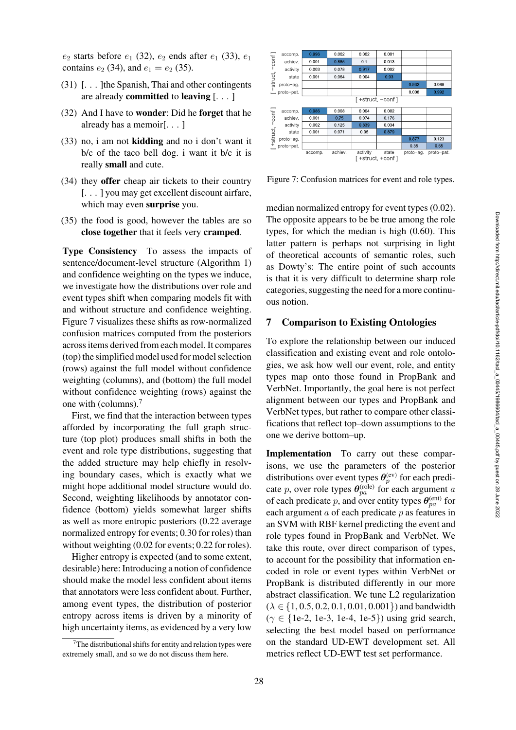$e_2$ starts before $e_1$ (32), $e_2$ ends after $e_1$ (33), $e_1$ contains $e_2$ (34), and $e_1 = e_2$ (35).

(31) [. . . ]the Spanish, Thai and other contingents are already **committed** to **leaving** [. . . ]

(32) And I have to **wonder**: Did he **forget** that he already has a memoir[. . . ]

(33) no, i am not **kidding** and no i don't want it b/c of the taco bell dog. i want it b/c it is really **small** and cute.

(34) they **offer** cheap air tickets to their country [. . . ] you may get excellent discount airfare, which may even **surprise** you.

(35) the food is good, however the tables are so **close together** that it feels very **cramped**.

**Type Consistency** To assess the impacts of sentence/document-level structure (Algorithm 1) and confidence weighting on the types we induce, we investigate how the distributions over role and event types shift when comparing models fit with and without structure and confidence weighting. Figure 7 visualizes these shifts as row-normalized confusion matrices computed from the posteriors across items derived from each model. It compares (top) the simplified model used for model selection (rows) against the full model without confidence weighting (columns), and (bottom) the full model without confidence weighting (rows) against the one with (columns).[7]

First, we find that the interaction between types afforded by incorporating the full graph structure (top plot) produces small shifts in both the event and role type distributions, suggesting that the added structure may help chiefly in resolving boundary cases, which is exactly what we might hope additional model structure would do. Second, weighting likelihoods by annotator confidence (bottom) yields somewhat larger shifts as well as more entropic posteriors (0.22 average normalized entropy for events; 0.30 for roles) than without weighting (0.02 for events; 0.22 for roles).

Higher entropy is expected (and to some extent, desirable) here: Introducing a notion of confidence should make the model less confident about items that annotators were less confident about. Further, among event types, the distribution of posterior entropy across items is driven by a minority of high uncertainty items, as evidenced by a very low

[7] The distributional shifts for entity and relation types were extremely small, and so we do not discuss them here.

Rows: [−struct, −conf]; Columns: [+struct, −conf]

| | accomp. | achiev. | activity | state | proto-ag. | proto-pat. |
|---|---|---|---|---|---|---|
| accomp. | 0.996 | 0.002 | 0.002 | 0.001 | | |
| achiev. | 0.001 | 0.885 | 0.1 | 0.013 | | |
| activity | 0.003 | 0.078 | 0.917 | 0.002 | | |
| state | 0.001 | 0.064 | 0.004 | 0.93 | | |
| proto-ag. | | | | | 0.932 | 0.068 |
| proto-pat. | | | | | 0.008 | 0.992 |

Rows: [+struct, −conf]; Columns: [+struct, +conf]

| | accomp. | achiev. | activity | state | proto-ag. | proto-pat. |
|---|---|---|---|---|---|---|
| accomp. | 0.986 | 0.008 | 0.004 | 0.002 | | |
| achiev. | 0.001 | 0.75 | 0.074 | 0.176 | | |
| activity | 0.002 | 0.125 | 0.839 | 0.034 | | |
| state | 0.001 | 0.071 | 0.05 | 0.879 | | |
| proto-ag. | | | | | 0.877 | 0.123 |
| proto-pat. | | | | | 0.35 | 0.65 |

Figure 7: Confusion matrices for event and role types.

median normalized entropy for event types (0.02). The opposite appears to be be true among the role types, for which the median is high (0.60). This latter pattern is perhaps not surprising in light of theoretical accounts of semantic roles, such as Dowty's: The entire point of such accounts is that it is very difficult to determine sharp role categories, suggesting the need for a more continuous notion.

## 7 Comparison to Existing Ontologies

To explore the relationship between our induced classification and existing event and role ontologies, we ask how well our event, role, and entity types map onto those found in PropBank and VerbNet. Importantly, the goal here is not perfect alignment between our types and PropBank and VerbNet types, but rather to compare other classifications that reflect top–down assumptions to the one we derive bottom–up.

**Implementation** To carry out these comparisons, we use the parameters of the posterior distributions over event types $\boldsymbol{\theta}_p^{(\text{ev})}$ for each predicate $p$, over role types $\boldsymbol{\theta}_{pa}^{(\text{role})}$ for each argument $a$ of each predicate $p$, and over entity types $\boldsymbol{\theta}_{pa}^{(\text{ent})}$ for each argument $a$ of each predicate $p$ as features in an SVM with RBF kernel predicting the event and role types found in PropBank and VerbNet. We take this route, over direct comparison of types, to account for the possibility that information encoded in role or event types within VerbNet or PropBank is distributed differently in our more abstract classification. We tune L2 regularization ($\lambda \in \{1, 0.5, 0.2, 0.1, 0.01, 0.001\}$) and bandwidth ($\gamma \in \{$1e-2, 1e-3, 1e-4, 1e-5$\}$) using grid search, selecting the best model based on performance on the standard UD-EWT development set. All metrics reflect UD-EWT test set performance.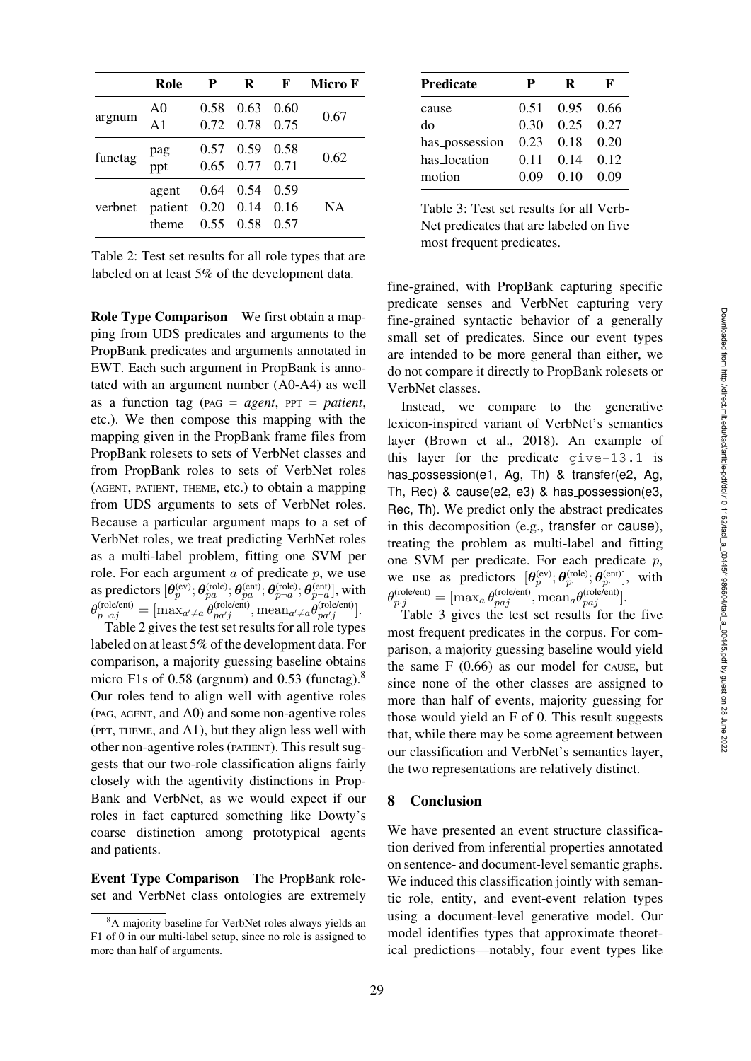|  | Role | P | R | F | Micro F |
|---|---|---|---|---|---|
| argnum | A0 | 0.58 | 0.63 | 0.60 | 0.67 |
|  | A1 | 0.72 | 0.78 | 0.75 |  |
| functag | pag | 0.57 | 0.59 | 0.58 | 0.62 |
|  | ppt | 0.65 | 0.77 | 0.71 |  |
| verbnet | agent | 0.64 | 0.54 | 0.59 | NA |
|  | patient | 0.20 | 0.14 | 0.16 |  |
|  | theme | 0.55 | 0.58 | 0.57 |  |

Table 2: Test set results for all role types that are labeled on at least 5% of the development data.

**Role Type Comparison** We first obtain a mapping from UDS predicates and arguments to the PropBank predicates and arguments annotated in EWT. Each such argument in PropBank is annotated with an argument number (A0-A4) as well as a function tag (PAG = *agent*, PPT = *patient*, etc.). We then compose this mapping with the mapping given in the PropBank frame files from PropBank rolesets to sets of VerbNet classes and from PropBank roles to sets of VerbNet roles (AGENT, PATIENT, THEME, etc.) to obtain a mapping from UDS arguments to sets of VerbNet roles. Because a particular argument maps to a set of VerbNet roles, we treat predicting VerbNet roles as a multi-label problem, fitting one SVM per role. For each argument $a$ of predicate $p$, we use as predictors $[\boldsymbol{\theta}_p^{(\text{ev})}; \boldsymbol{\theta}_{pa}^{(\text{role})}; \boldsymbol{\theta}_{pa}^{(\text{ent})}; \boldsymbol{\theta}_{p\neg a}^{(\text{role})}; \boldsymbol{\theta}_{p\neg a}^{(\text{ent})}]$, with $\theta_{p\neg aj}^{(\text{role/ent})} = [\max_{a' \neq a} \theta_{pa'j}^{(\text{role/ent})}, \text{mean}_{a' \neq a} \theta_{pa'j}^{(\text{role/ent})}]$.

Table 2 gives the test set results for all role types labeled on at least 5% of the development data. For comparison, a majority guessing baseline obtains micro F1s of 0.58 (argnum) and 0.53 (functag).[8] Our roles tend to align well with agentive roles (PAG, AGENT, and A0) and some non-agentive roles (PPT, THEME, and A1), but they align less well with other non-agentive roles (PATIENT). This result suggests that our two-role classification aligns fairly closely with the agentivity distinctions in PropBank and VerbNet, as we would expect if our roles in fact captured something like Dowty's coarse distinction among prototypical agents and patients.

**Event Type Comparison** The PropBank roleset and VerbNet class ontologies are extremely fine-grained, with PropBank capturing specific predicate senses and VerbNet capturing very fine-grained syntactic behavior of a generally small set of predicates. Since our event types are intended to be more general than either, we do not compare it directly to PropBank rolesets or VerbNet classes.

[8] A majority baseline for VerbNet roles always yields an F1 of 0 in our multi-label setup, since no role is assigned to more than half of arguments.

| Predicate | P | R | F |
|---|---|---|---|
| cause | 0.51 | 0.95 | 0.66 |
| do | 0.30 | 0.25 | 0.27 |
| has_possession | 0.23 | 0.18 | 0.20 |
| has_location | 0.11 | 0.14 | 0.12 |
| motion | 0.09 | 0.10 | 0.09 |

Table 3: Test set results for all VerbNet predicates that are labeled on five most frequent predicates.

Instead, we compare to the generative lexicon-inspired variant of VerbNet's semantics layer (Brown et al., 2018). An example of this layer for the predicate `give-13.1` is has_possession(e1, Ag, Th) & transfer(e2, Ag, Th, Rec) & cause(e2, e3) & has_possession(e3, Rec, Th). We predict only the abstract predicates in this decomposition (e.g., transfer or cause), treating the problem as multi-label and fitting one SVM per predicate. For each predicate $p$, we use as predictors $[\boldsymbol{\theta}_p^{(\text{ev})}; \boldsymbol{\theta}_{p\cdot}^{(\text{role})}; \boldsymbol{\theta}_{p\cdot}^{(\text{ent})}]$, with $\theta_{p\cdot j}^{(\text{role/ent})} = [\max_a \theta_{paj}^{(\text{role/ent})}, \text{mean}_a \theta_{paj}^{(\text{role/ent})}]$.

Table 3 gives the test set results for the five most frequent predicates in the corpus. For comparison, a majority guessing baseline would yield the same F (0.66) as our model for CAUSE, but since none of the other classes are assigned to more than half of events, majority guessing for those would yield an F of 0. This result suggests that, while there may be some agreement between our classification and VerbNet's semantics layer, the two representations are relatively distinct.

## 8 Conclusion

We have presented an event structure classification derived from inferential properties annotated on sentence- and document-level semantic graphs. We induced this classification jointly with semantic role, entity, and event-event relation types using a document-level generative model. Our model identifies types that approximate theoretical predictions—notably, four event types like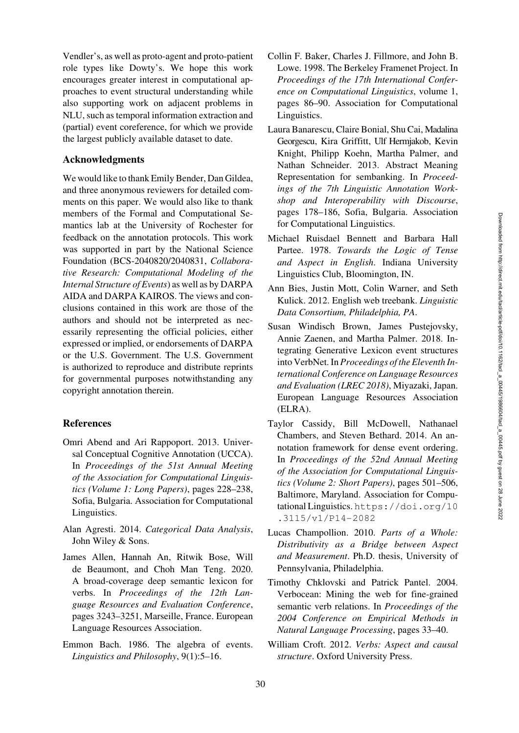Vendler's, as well as proto-agent and proto-patient role types like Dowty's. We hope this work encourages greater interest in computational approaches to event structural understanding while also supporting work on adjacent problems in NLU, such as temporal information extraction and (partial) event coreference, for which we provide the largest publicly available dataset to date.

## Acknowledgments

We would like to thank Emily Bender, Dan Gildea, and three anonymous reviewers for detailed comments on this paper. We would also like to thank members of the Formal and Computational Semantics lab at the University of Rochester for feedback on the annotation protocols. This work was supported in part by the National Science Foundation (BCS-2040820/2040831, *Collaborative Research: Computational Modeling of the Internal Structure of Events*) as well as by DARPA AIDA and DARPA KAIROS. The views and conclusions contained in this work are those of the authors and should not be interpreted as necessarily representing the official policies, either expressed or implied, or endorsements of DARPA or the U.S. Government. The U.S. Government is authorized to reproduce and distribute reprints for governmental purposes notwithstanding any copyright annotation therein.

## References

Omri Abend and Ari Rappoport. 2013. Universal Conceptual Cognitive Annotation (UCCA). In *Proceedings of the 51st Annual Meeting of the Association for Computational Linguistics (Volume 1: Long Papers)*, pages 228–238, Sofia, Bulgaria. Association for Computational Linguistics.

Alan Agresti. 2014. *Categorical Data Analysis*, John Wiley & Sons.

James Allen, Hannah An, Ritwik Bose, Will de Beaumont, and Choh Man Teng. 2020. A broad-coverage deep semantic lexicon for verbs. In *Proceedings of the 12th Language Resources and Evaluation Conference*, pages 3243–3251, Marseille, France. European Language Resources Association.

Emmon Bach. 1986. The algebra of events. *Linguistics and Philosophy*, 9(1):5–16.

Collin F. Baker, Charles J. Fillmore, and John B. Lowe. 1998. The Berkeley Framenet Project. In *Proceedings of the 17th International Conference on Computational Linguistics*, volume 1, pages 86–90. Association for Computational Linguistics.

Laura Banarescu, Claire Bonial, Shu Cai, Madalina Georgescu, Kira Griffitt, Ulf Hermjakob, Kevin Knight, Philipp Koehn, Martha Palmer, and Nathan Schneider. 2013. Abstract Meaning Representation for sembanking. In *Proceedings of the 7th Linguistic Annotation Workshop and Interoperability with Discourse*, pages 178–186, Sofia, Bulgaria. Association for Computational Linguistics.

Michael Ruisdael Bennett and Barbara Hall Partee. 1978. *Towards the Logic of Tense and Aspect in English*. Indiana University Linguistics Club, Bloomington, IN.

Ann Bies, Justin Mott, Colin Warner, and Seth Kulick. 2012. English web treebank. *Linguistic Data Consortium, Philadelphia, PA*.

Susan Windisch Brown, James Pustejovsky, Annie Zaenen, and Martha Palmer. 2018. Integrating Generative Lexicon event structures into VerbNet. In *Proceedings of the Eleventh International Conference on Language Resources and Evaluation (LREC 2018)*, Miyazaki, Japan. European Language Resources Association (ELRA).

Taylor Cassidy, Bill McDowell, Nathanael Chambers, and Steven Bethard. 2014. An annotation framework for dense event ordering. In *Proceedings of the 52nd Annual Meeting of the Association for Computational Linguistics (Volume 2: Short Papers)*, pages 501–506, Baltimore, Maryland. Association for Computational Linguistics. https://doi.org/10.3115/v1/P14-2082

Lucas Champollion. 2010. *Parts of a Whole: Distributivity as a Bridge between Aspect and Measurement*. Ph.D. thesis, University of Pennsylvania, Philadelphia.

Timothy Chklovski and Patrick Pantel. 2004. Verbocean: Mining the web for fine-grained semantic verb relations. In *Proceedings of the 2004 Conference on Empirical Methods in Natural Language Processing*, pages 33–40.

William Croft. 2012. *Verbs: Aspect and causal structure*. Oxford University Press.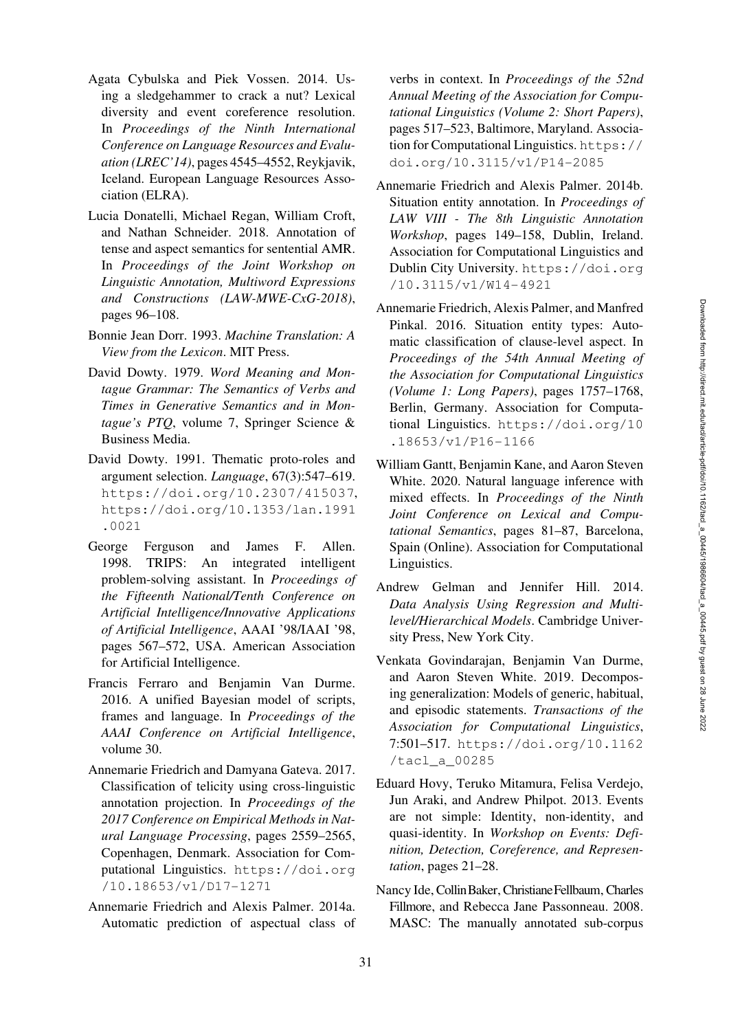Agata Cybulska and Piek Vossen. 2014. Using a sledgehammer to crack a nut? Lexical diversity and event coreference resolution. In *Proceedings of the Ninth International Conference on Language Resources and Evaluation (LREC'14)*, pages 4545–4552, Reykjavik, Iceland. European Language Resources Association (ELRA).

Lucia Donatelli, Michael Regan, William Croft, and Nathan Schneider. 2018. Annotation of tense and aspect semantics for sentential AMR. In *Proceedings of the Joint Workshop on Linguistic Annotation, Multiword Expressions and Constructions (LAW-MWE-CxG-2018)*, pages 96–108.

Bonnie Jean Dorr. 1993. *Machine Translation: A View from the Lexicon*. MIT Press.

David Dowty. 1979. *Word Meaning and Montague Grammar: The Semantics of Verbs and Times in Generative Semantics and in Montague's PTQ*, volume 7, Springer Science & Business Media.

David Dowty. 1991. Thematic proto-roles and argument selection. *Language*, 67(3):547–619. https://doi.org/10.2307/415037, https://doi.org/10.1353/lan.1991.0021

George Ferguson and James F. Allen. 1998. TRIPS: An integrated intelligent problem-solving assistant. In *Proceedings of the Fifteenth National/Tenth Conference on Artificial Intelligence/Innovative Applications of Artificial Intelligence*, AAAI '98/IAAI '98, pages 567–572, USA. American Association for Artificial Intelligence.

Francis Ferraro and Benjamin Van Durme. 2016. A unified Bayesian model of scripts, frames and language. In *Proceedings of the AAAI Conference on Artificial Intelligence*, volume 30.

Annemarie Friedrich and Damyana Gateva. 2017. Classification of telicity using cross-linguistic annotation projection. In *Proceedings of the 2017 Conference on Empirical Methods in Natural Language Processing*, pages 2559–2565, Copenhagen, Denmark. Association for Computational Linguistics. https://doi.org/10.18653/v1/D17-1271

Annemarie Friedrich and Alexis Palmer. 2014a. Automatic prediction of aspectual class of verbs in context. In *Proceedings of the 52nd Annual Meeting of the Association for Computational Linguistics (Volume 2: Short Papers)*, pages 517–523, Baltimore, Maryland. Association for Computational Linguistics. https://doi.org/10.3115/v1/P14-2085

Annemarie Friedrich and Alexis Palmer. 2014b. Situation entity annotation. In *Proceedings of LAW VIII - The 8th Linguistic Annotation Workshop*, pages 149–158, Dublin, Ireland. Association for Computational Linguistics and Dublin City University. https://doi.org/10.3115/v1/W14-4921

Annemarie Friedrich, Alexis Palmer, and Manfred Pinkal. 2016. Situation entity types: Automatic classification of clause-level aspect. In *Proceedings of the 54th Annual Meeting of the Association for Computational Linguistics (Volume 1: Long Papers)*, pages 1757–1768, Berlin, Germany. Association for Computational Linguistics. https://doi.org/10.18653/v1/P16-1166

William Gantt, Benjamin Kane, and Aaron Steven White. 2020. Natural language inference with mixed effects. In *Proceedings of the Ninth Joint Conference on Lexical and Computational Semantics*, pages 81–87, Barcelona, Spain (Online). Association for Computational Linguistics.

Andrew Gelman and Jennifer Hill. 2014. *Data Analysis Using Regression and Multilevel/Hierarchical Models*. Cambridge University Press, New York City.

Venkata Govindarajan, Benjamin Van Durme, and Aaron Steven White. 2019. Decomposing generalization: Models of generic, habitual, and episodic statements. *Transactions of the Association for Computational Linguistics*, 7:501–517. https://doi.org/10.1162/tacl_a_00285

Eduard Hovy, Teruko Mitamura, Felisa Verdejo, Jun Araki, and Andrew Philpot. 2013. Events are not simple: Identity, non-identity, and quasi-identity. In *Workshop on Events: Definition, Detection, Coreference, and Representation*, pages 21–28.

Nancy Ide, Collin Baker, Christiane Fellbaum, Charles Fillmore, and Rebecca Jane Passonneau. 2008. MASC: The manually annotated sub-corpus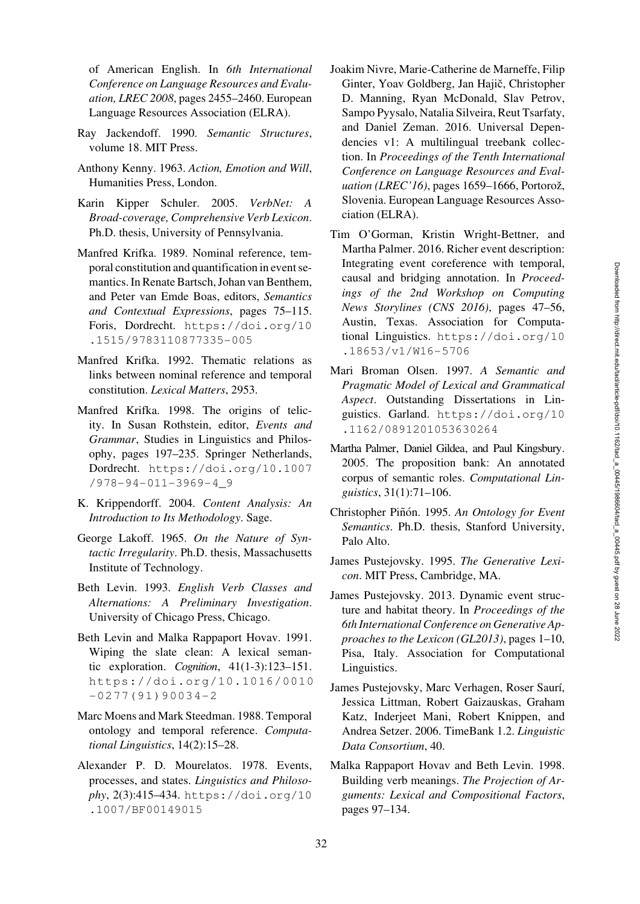of American English. In *6th International Conference on Language Resources and Evaluation, LREC 2008*, pages 2455–2460. European Language Resources Association (ELRA).

Ray Jackendoff. 1990. *Semantic Structures*, volume 18. MIT Press.

Anthony Kenny. 1963. *Action, Emotion and Will*, Humanities Press, London.

Karin Kipper Schuler. 2005. *VerbNet: A Broad-coverage, Comprehensive Verb Lexicon*. Ph.D. thesis, University of Pennsylvania.

Manfred Krifka. 1989. Nominal reference, temporal constitution and quantification in event semantics. In Renate Bartsch, Johan van Benthem, and Peter van Emde Boas, editors, *Semantics and Contextual Expressions*, pages 75–115. Foris, Dordrecht. https://doi.org/10.1515/9783110877335-005

Manfred Krifka. 1992. Thematic relations as links between nominal reference and temporal constitution. *Lexical Matters*, 2953.

Manfred Krifka. 1998. The origins of telicity. In Susan Rothstein, editor, *Events and Grammar*, Studies in Linguistics and Philosophy, pages 197–235. Springer Netherlands, Dordrecht. https://doi.org/10.1007/978-94-011-3969-4_9

K. Krippendorff. 2004. *Content Analysis: An Introduction to Its Methodology*. Sage.

George Lakoff. 1965. *On the Nature of Syntactic Irregularity*. Ph.D. thesis, Massachusetts Institute of Technology.

Beth Levin. 1993. *English Verb Classes and Alternations: A Preliminary Investigation*. University of Chicago Press, Chicago.

Beth Levin and Malka Rappaport Hovav. 1991. Wiping the slate clean: A lexical semantic exploration. *Cognition*, 41(1-3):123–151. https://doi.org/10.1016/0010-0277(91)90034-2

Marc Moens and Mark Steedman. 1988. Temporal ontology and temporal reference. *Computational Linguistics*, 14(2):15–28.

Alexander P. D. Mourelatos. 1978. Events, processes, and states. *Linguistics and Philosophy*, 2(3):415–434. https://doi.org/10.1007/BF00149015

Joakim Nivre, Marie-Catherine de Marneffe, Filip Ginter, Yoav Goldberg, Jan Hajič, Christopher D. Manning, Ryan McDonald, Slav Petrov, Sampo Pyysalo, Natalia Silveira, Reut Tsarfaty, and Daniel Zeman. 2016. Universal Dependencies v1: A multilingual treebank collection. In *Proceedings of the Tenth International Conference on Language Resources and Evaluation (LREC'16)*, pages 1659–1666, Portorož, Slovenia. European Language Resources Association (ELRA).

Tim O'Gorman, Kristin Wright-Bettner, and Martha Palmer. 2016. Richer event description: Integrating event coreference with temporal, causal and bridging annotation. In *Proceedings of the 2nd Workshop on Computing News Storylines (CNS 2016)*, pages 47–56, Austin, Texas. Association for Computational Linguistics. https://doi.org/10.18653/v1/W16-5706

Mari Broman Olsen. 1997. *A Semantic and Pragmatic Model of Lexical and Grammatical Aspect*. Outstanding Dissertations in Linguistics. Garland. https://doi.org/10.1162/0891201053630264

Martha Palmer, Daniel Gildea, and Paul Kingsbury. 2005. The proposition bank: An annotated corpus of semantic roles. *Computational Linguistics*, 31(1):71–106.

Christopher Piñón. 1995. *An Ontology for Event Semantics*. Ph.D. thesis, Stanford University, Palo Alto.

James Pustejovsky. 1995. *The Generative Lexicon*. MIT Press, Cambridge, MA.

James Pustejovsky. 2013. Dynamic event structure and habitat theory. In *Proceedings of the 6th International Conference on Generative Approaches to the Lexicon (GL2013)*, pages 1–10, Pisa, Italy. Association for Computational Linguistics.

James Pustejovsky, Marc Verhagen, Roser Saurí, Jessica Littman, Robert Gaizauskas, Graham Katz, Inderjeet Mani, Robert Knippen, and Andrea Setzer. 2006. TimeBank 1.2. *Linguistic Data Consortium*, 40.

Malka Rappaport Hovav and Beth Levin. 1998. Building verb meanings. *The Projection of Arguments: Lexical and Compositional Factors*, pages 97–134.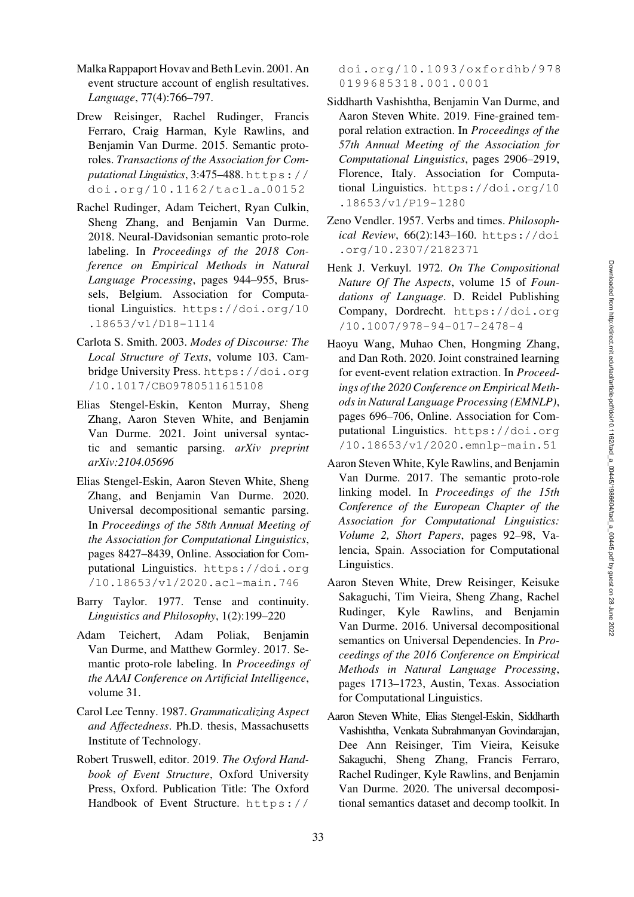Malka Rappaport Hovav and Beth Levin. 2001. An event structure account of english resultatives. *Language*, 77(4):766–797.

Drew Reisinger, Rachel Rudinger, Francis Ferraro, Craig Harman, Kyle Rawlins, and Benjamin Van Durme. 2015. Semantic proto-roles. *Transactions of the Association for Computational Linguistics*, 3:475–488. https://doi.org/10.1162/tacl_a_00152

Rachel Rudinger, Adam Teichert, Ryan Culkin, Sheng Zhang, and Benjamin Van Durme. 2018. Neural-Davidsonian semantic proto-role labeling. In *Proceedings of the 2018 Conference on Empirical Methods in Natural Language Processing*, pages 944–955, Brussels, Belgium. Association for Computational Linguistics. https://doi.org/10.18653/v1/D18-1114

Carlota S. Smith. 2003. *Modes of Discourse: The Local Structure of Texts*, volume 103. Cambridge University Press. https://doi.org/10.1017/CBO9780511615108

Elias Stengel-Eskin, Kenton Murray, Sheng Zhang, Aaron Steven White, and Benjamin Van Durme. 2021. Joint universal syntactic and semantic parsing. *arXiv preprint arXiv:2104.05696*

Elias Stengel-Eskin, Aaron Steven White, Sheng Zhang, and Benjamin Van Durme. 2020. Universal decompositional semantic parsing. In *Proceedings of the 58th Annual Meeting of the Association for Computational Linguistics*, pages 8427–8439, Online. Association for Computational Linguistics. https://doi.org/10.18653/v1/2020.acl-main.746

Barry Taylor. 1977. Tense and continuity. *Linguistics and Philosophy*, 1(2):199–220

Adam Teichert, Adam Poliak, Benjamin Van Durme, and Matthew Gormley. 2017. Semantic proto-role labeling. In *Proceedings of the AAAI Conference on Artificial Intelligence*, volume 31.

Carol Lee Tenny. 1987. *Grammaticalizing Aspect and Affectedness*. Ph.D. thesis, Massachusetts Institute of Technology.

Robert Truswell, editor. 2019. *The Oxford Handbook of Event Structure*, Oxford University Press, Oxford. Publication Title: The Oxford Handbook of Event Structure. https://doi.org/10.1093/oxfordhb/9780199685318.001.0001

Siddharth Vashishtha, Benjamin Van Durme, and Aaron Steven White. 2019. Fine-grained temporal relation extraction. In *Proceedings of the 57th Annual Meeting of the Association for Computational Linguistics*, pages 2906–2919, Florence, Italy. Association for Computational Linguistics. https://doi.org/10.18653/v1/P19-1280

Zeno Vendler. 1957. Verbs and times. *Philosophical Review*, 66(2):143–160. https://doi.org/10.2307/2182371

Henk J. Verkuyl. 1972. *On The Compositional Nature Of The Aspects*, volume 15 of *Foundations of Language*. D. Reidel Publishing Company, Dordrecht. https://doi.org/10.1007/978-94-017-2478-4

Haoyu Wang, Muhao Chen, Hongming Zhang, and Dan Roth. 2020. Joint constrained learning for event-event relation extraction. In *Proceedings of the 2020 Conference on Empirical Methods in Natural Language Processing (EMNLP)*, pages 696–706, Online. Association for Computational Linguistics. https://doi.org/10.18653/v1/2020.emnlp-main.51

Aaron Steven White, Kyle Rawlins, and Benjamin Van Durme. 2017. The semantic proto-role linking model. In *Proceedings of the 15th Conference of the European Chapter of the Association for Computational Linguistics: Volume 2, Short Papers*, pages 92–98, Valencia, Spain. Association for Computational Linguistics.

Aaron Steven White, Drew Reisinger, Keisuke Sakaguchi, Tim Vieira, Sheng Zhang, Rachel Rudinger, Kyle Rawlins, and Benjamin Van Durme. 2016. Universal decompositional semantics on Universal Dependencies. In *Proceedings of the 2016 Conference on Empirical Methods in Natural Language Processing*, pages 1713–1723, Austin, Texas. Association for Computational Linguistics.

Aaron Steven White, Elias Stengel-Eskin, Siddharth Vashishtha, Venkata Subrahmanyan Govindarajan, Dee Ann Reisinger, Tim Vieira, Keisuke Sakaguchi, Sheng Zhang, Francis Ferraro, Rachel Rudinger, Kyle Rawlins, and Benjamin Van Durme. 2020. The universal decompositional semantics dataset and decomp toolkit. In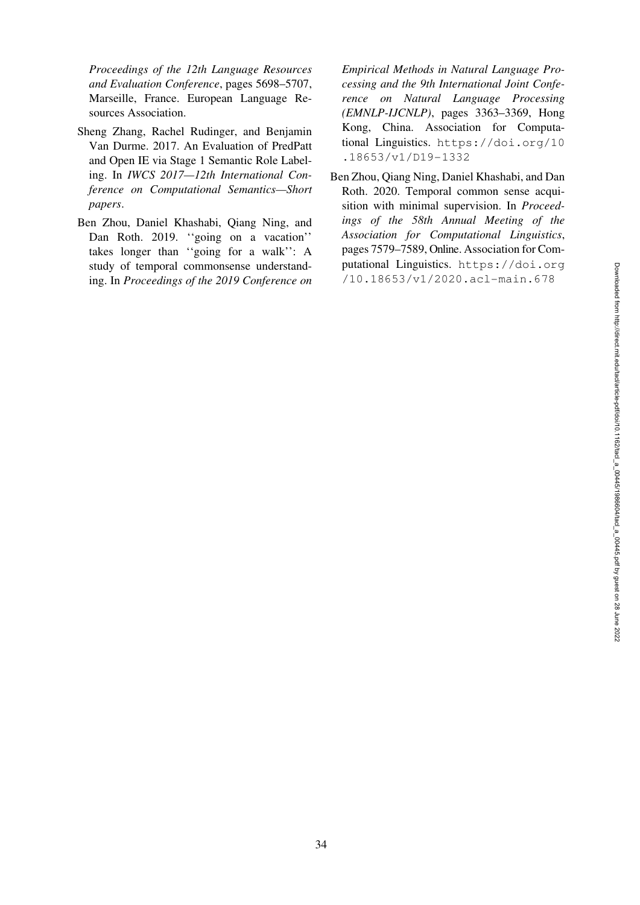*Proceedings of the 12th Language Resources and Evaluation Conference*, pages 5698–5707, Marseille, France. European Language Resources Association.

Sheng Zhang, Rachel Rudinger, and Benjamin Van Durme. 2017. An Evaluation of PredPatt and Open IE via Stage 1 Semantic Role Labeling. In *IWCS 2017—12th International Conference on Computational Semantics—Short papers*.

Ben Zhou, Daniel Khashabi, Qiang Ning, and Dan Roth. 2019. ''going on a vacation'' takes longer than ''going for a walk'': A study of temporal commonsense understanding. In *Proceedings of the 2019 Conference on Empirical Methods in Natural Language Processing and the 9th International Joint Conference on Natural Language Processing (EMNLP-IJCNLP)*, pages 3363–3369, Hong Kong, China. Association for Computational Linguistics. https://doi.org/10.18653/v1/D19-1332

Ben Zhou, Qiang Ning, Daniel Khashabi, and Dan Roth. 2020. Temporal common sense acquisition with minimal supervision. In *Proceedings of the 58th Annual Meeting of the Association for Computational Linguistics*, pages 7579–7589, Online. Association for Computational Linguistics. https://doi.org/10.18653/v1/2020.acl-main.678